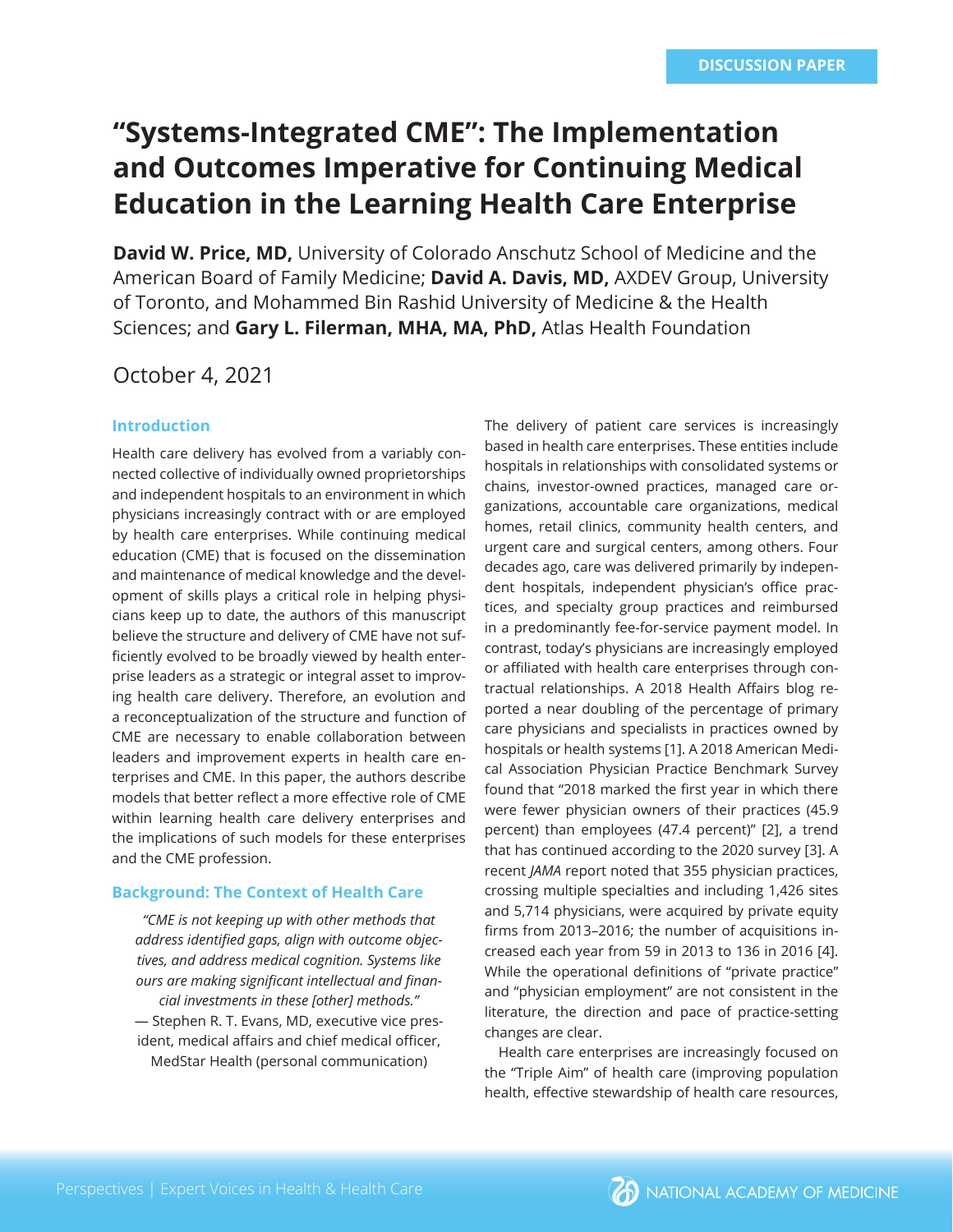DISCUSSION PAPER

# "Systems-Integrated CME": The Implementation and Outcomes Imperative for Continuing Medical Education in the Learning Health Care Enterprise

**David W. Price, MD,** University of Colorado Anschutz School of Medicine and the American Board of Family Medicine; **David A. Davis, MD,** AXDEV Group, University of Toronto, and Mohammed Bin Rashid University of Medicine & the Health Sciences; and **Gary L. Filerman, MHA, MA, PhD,** Atlas Health Foundation

October 4, 2021

## Introduction

Health care delivery has evolved from a variably connected collective of individually owned proprietorships and independent hospitals to an environment in which physicians increasingly contract with or are employed by health care enterprises. While continuing medical education (CME) that is focused on the dissemination and maintenance of medical knowledge and the development of skills plays a critical role in helping physicians keep up to date, the authors of this manuscript believe the structure and delivery of CME have not sufficiently evolved to be broadly viewed by health enterprise leaders as a strategic or integral asset to improving health care delivery. Therefore, an evolution and a reconceptualization of the structure and function of CME are necessary to enable collaboration between leaders and improvement experts in health care enterprises and CME. In this paper, the authors describe models that better reflect a more effective role of CME within learning health care delivery enterprises and the implications of such models for these enterprises and the CME profession.

## Background: The Context of Health Care

> *"CME is not keeping up with other methods that address identified gaps, align with outcome objectives, and address medical cognition. Systems like ours are making significant intellectual and financial investments in these [other] methods."*
> — Stephen R. T. Evans, MD, executive vice president, medical affairs and chief medical officer, MedStar Health (personal communication)

The delivery of patient care services is increasingly based in health care enterprises. These entities include hospitals in relationships with consolidated systems or chains, investor-owned practices, managed care organizations, accountable care organizations, medical homes, retail clinics, community health centers, and urgent care and surgical centers, among others. Four decades ago, care was delivered primarily by independent hospitals, independent physician's office practices, and specialty group practices and reimbursed in a predominantly fee-for-service payment model. In contrast, today's physicians are increasingly employed or affiliated with health care enterprises through contractual relationships. A 2018 Health Affairs blog reported a near doubling of the percentage of primary care physicians and specialists in practices owned by hospitals or health systems [1]. A 2018 American Medical Association Physician Practice Benchmark Survey found that "2018 marked the first year in which there were fewer physician owners of their practices (45.9 percent) than employees (47.4 percent)" [2], a trend that has continued according to the 2020 survey [3]. A recent *JAMA* report noted that 355 physician practices, crossing multiple specialties and including 1,426 sites and 5,714 physicians, were acquired by private equity firms from 2013–2016; the number of acquisitions increased each year from 59 in 2013 to 136 in 2016 [4]. While the operational definitions of "private practice" and "physician employment" are not consistent in the literature, the direction and pace of practice-setting changes are clear.

Health care enterprises are increasingly focused on the "Triple Aim" of health care (improving population health, effective stewardship of health care resources,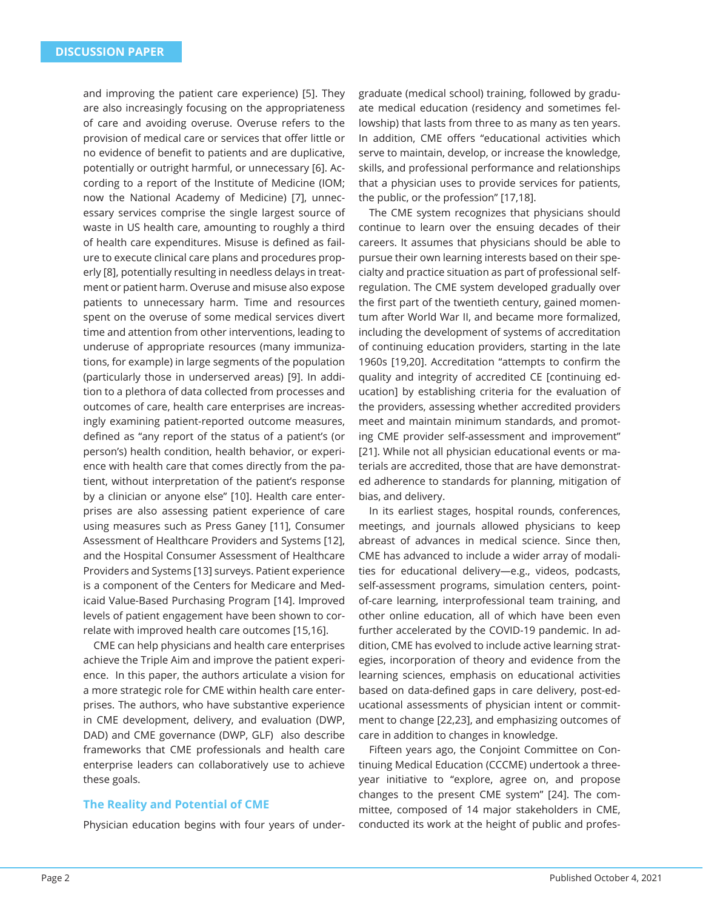and improving the patient care experience) [5]. They are also increasingly focusing on the appropriateness of care and avoiding overuse. Overuse refers to the provision of medical care or services that offer little or no evidence of benefit to patients and are duplicative, potentially or outright harmful, or unnecessary [6]. According to a report of the Institute of Medicine (IOM; now the National Academy of Medicine) [7], unnecessary services comprise the single largest source of waste in US health care, amounting to roughly a third of health care expenditures. Misuse is defined as failure to execute clinical care plans and procedures properly [8], potentially resulting in needless delays in treatment or patient harm. Overuse and misuse also expose patients to unnecessary harm. Time and resources spent on the overuse of some medical services divert time and attention from other interventions, leading to underuse of appropriate resources (many immunizations, for example) in large segments of the population (particularly those in underserved areas) [9]. In addition to a plethora of data collected from processes and outcomes of care, health care enterprises are increasingly examining patient-reported outcome measures, defined as "any report of the status of a patient's (or person's) health condition, health behavior, or experience with health care that comes directly from the patient, without interpretation of the patient's response by a clinician or anyone else" [10]. Health care enterprises are also assessing patient experience of care using measures such as Press Ganey [11], Consumer Assessment of Healthcare Providers and Systems [12], and the Hospital Consumer Assessment of Healthcare Providers and Systems [13] surveys. Patient experience is a component of the Centers for Medicare and Medicaid Value-Based Purchasing Program [14]. Improved levels of patient engagement have been shown to correlate with improved health care outcomes [15,16].

CME can help physicians and health care enterprises achieve the Triple Aim and improve the patient experience. In this paper, the authors articulate a vision for a more strategic role for CME within health care enterprises. The authors, who have substantive experience in CME development, delivery, and evaluation (DWP, DAD) and CME governance (DWP, GLF) also describe frameworks that CME professionals and health care enterprise leaders can collaboratively use to achieve these goals.

## The Reality and Potential of CME

Physician education begins with four years of undergraduate (medical school) training, followed by graduate medical education (residency and sometimes fellowship) that lasts from three to as many as ten years. In addition, CME offers "educational activities which serve to maintain, develop, or increase the knowledge, skills, and professional performance and relationships that a physician uses to provide services for patients, the public, or the profession" [17,18].

The CME system recognizes that physicians should continue to learn over the ensuing decades of their careers. It assumes that physicians should be able to pursue their own learning interests based on their specialty and practice situation as part of professional self-regulation. The CME system developed gradually over the first part of the twentieth century, gained momentum after World War II, and became more formalized, including the development of systems of accreditation of continuing education providers, starting in the late 1960s [19,20]. Accreditation "attempts to confirm the quality and integrity of accredited CE [continuing education] by establishing criteria for the evaluation of the providers, assessing whether accredited providers meet and maintain minimum standards, and promoting CME provider self-assessment and improvement" [21]. While not all physician educational events or materials are accredited, those that are have demonstrated adherence to standards for planning, mitigation of bias, and delivery.

In its earliest stages, hospital rounds, conferences, meetings, and journals allowed physicians to keep abreast of advances in medical science. Since then, CME has advanced to include a wider array of modalities for educational delivery—e.g., videos, podcasts, self-assessment programs, simulation centers, point-of-care learning, interprofessional team training, and other online education, all of which have been even further accelerated by the COVID-19 pandemic. In addition, CME has evolved to include active learning strategies, incorporation of theory and evidence from the learning sciences, emphasis on educational activities based on data-defined gaps in care delivery, post-educational assessments of physician intent or commitment to change [22,23], and emphasizing outcomes of care in addition to changes in knowledge.

Fifteen years ago, the Conjoint Committee on Continuing Medical Education (CCCME) undertook a three-year initiative to "explore, agree on, and propose changes to the present CME system" [24]. The committee, composed of 14 major stakeholders in CME, conducted its work at the height of public and profes-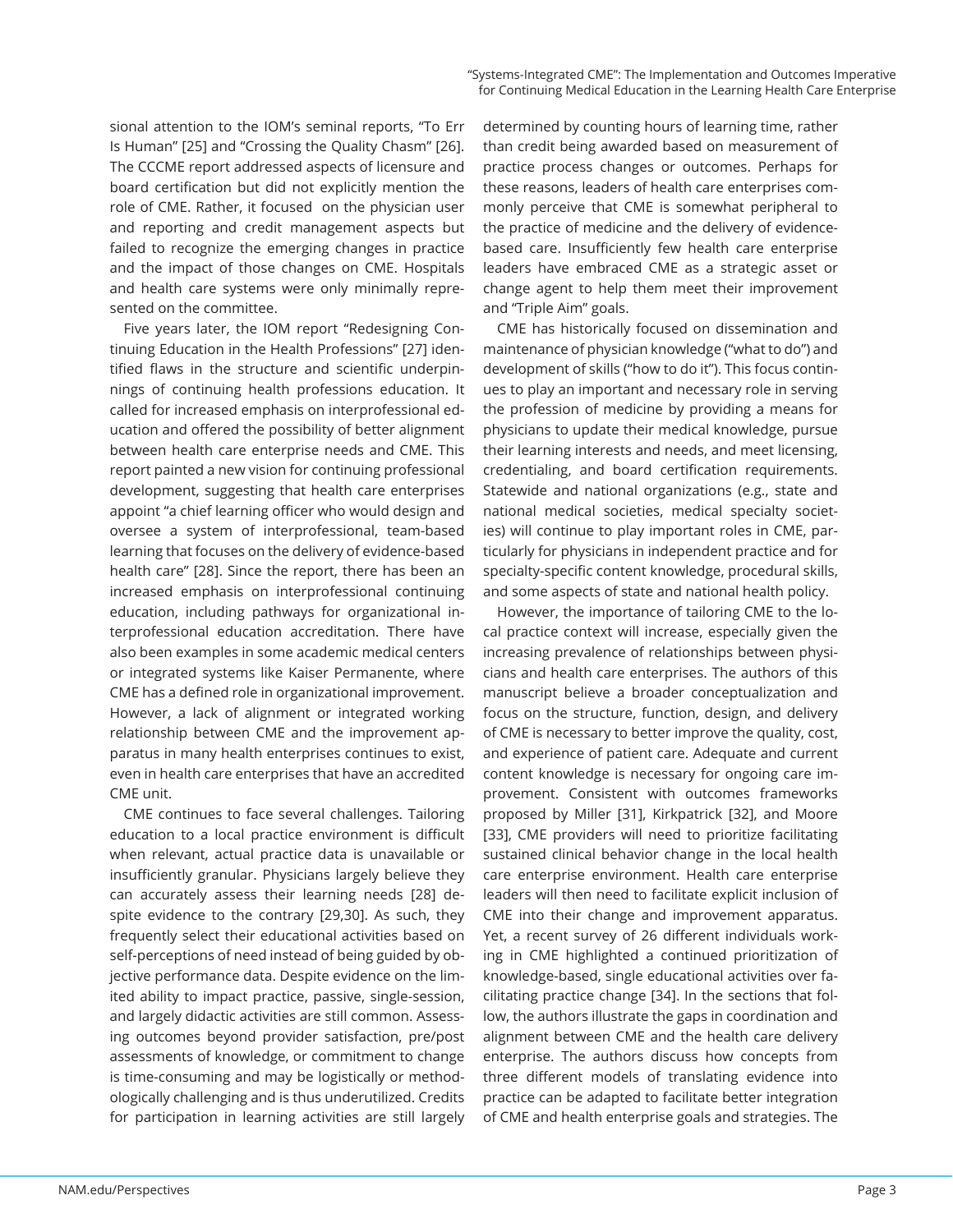sional attention to the IOM's seminal reports, "To Err Is Human" [25] and "Crossing the Quality Chasm" [26]. The CCCME report addressed aspects of licensure and board certification but did not explicitly mention the role of CME. Rather, it focused on the physician user and reporting and credit management aspects but failed to recognize the emerging changes in practice and the impact of those changes on CME. Hospitals and health care systems were only minimally represented on the committee.

Five years later, the IOM report "Redesigning Continuing Education in the Health Professions" [27] identified flaws in the structure and scientific underpinnings of continuing health professions education. It called for increased emphasis on interprofessional education and offered the possibility of better alignment between health care enterprise needs and CME. This report painted a new vision for continuing professional development, suggesting that health care enterprises appoint "a chief learning officer who would design and oversee a system of interprofessional, team-based learning that focuses on the delivery of evidence-based health care" [28]. Since the report, there has been an increased emphasis on interprofessional continuing education, including pathways for organizational interprofessional education accreditation. There have also been examples in some academic medical centers or integrated systems like Kaiser Permanente, where CME has a defined role in organizational improvement. However, a lack of alignment or integrated working relationship between CME and the improvement apparatus in many health enterprises continues to exist, even in health care enterprises that have an accredited CME unit.

CME continues to face several challenges. Tailoring education to a local practice environment is difficult when relevant, actual practice data is unavailable or insufficiently granular. Physicians largely believe they can accurately assess their learning needs [28] despite evidence to the contrary [29,30]. As such, they frequently select their educational activities based on self-perceptions of need instead of being guided by objective performance data. Despite evidence on the limited ability to impact practice, passive, single-session, and largely didactic activities are still common. Assessing outcomes beyond provider satisfaction, pre/post assessments of knowledge, or commitment to change is time-consuming and may be logistically or methodologically challenging and is thus underutilized. Credits for participation in learning activities are still largely determined by counting hours of learning time, rather than credit being awarded based on measurement of practice process changes or outcomes. Perhaps for these reasons, leaders of health care enterprises commonly perceive that CME is somewhat peripheral to the practice of medicine and the delivery of evidence-based care. Insufficiently few health care enterprise leaders have embraced CME as a strategic asset or change agent to help them meet their improvement and "Triple Aim" goals.

CME has historically focused on dissemination and maintenance of physician knowledge ("what to do") and development of skills ("how to do it"). This focus continues to play an important and necessary role in serving the profession of medicine by providing a means for physicians to update their medical knowledge, pursue their learning interests and needs, and meet licensing, credentialing, and board certification requirements. Statewide and national organizations (e.g., state and national medical societies, medical specialty societies) will continue to play important roles in CME, particularly for physicians in independent practice and for specialty-specific content knowledge, procedural skills, and some aspects of state and national health policy.

However, the importance of tailoring CME to the local practice context will increase, especially given the increasing prevalence of relationships between physicians and health care enterprises. The authors of this manuscript believe a broader conceptualization and focus on the structure, function, design, and delivery of CME is necessary to better improve the quality, cost, and experience of patient care. Adequate and current content knowledge is necessary for ongoing care improvement. Consistent with outcomes frameworks proposed by Miller [31], Kirkpatrick [32], and Moore [33], CME providers will need to prioritize facilitating sustained clinical behavior change in the local health care enterprise environment. Health care enterprise leaders will then need to facilitate explicit inclusion of CME into their change and improvement apparatus. Yet, a recent survey of 26 different individuals working in CME highlighted a continued prioritization of knowledge-based, single educational activities over facilitating practice change [34]. In the sections that follow, the authors illustrate the gaps in coordination and alignment between CME and the health care delivery enterprise. The authors discuss how concepts from three different models of translating evidence into practice can be adapted to facilitate better integration of CME and health enterprise goals and strategies. The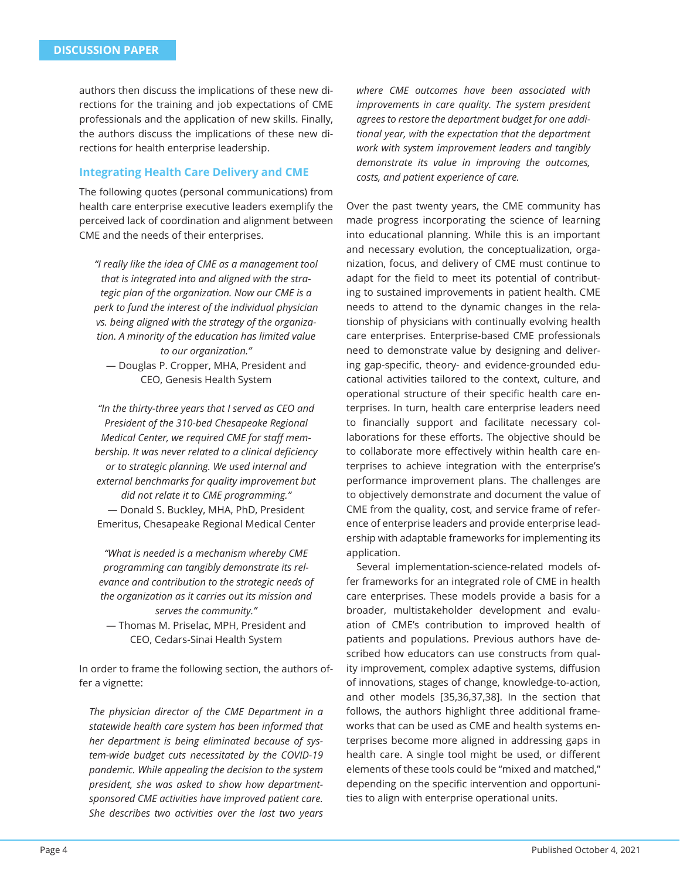authors then discuss the implications of these new directions for the training and job expectations of CME professionals and the application of new skills. Finally, the authors discuss the implications of these new directions for health enterprise leadership.

## Integrating Health Care Delivery and CME

The following quotes (personal communications) from health care enterprise executive leaders exemplify the perceived lack of coordination and alignment between CME and the needs of their enterprises.

> *"I really like the idea of CME as a management tool that is integrated into and aligned with the strategic plan of the organization. Now our CME is a perk to fund the interest of the individual physician vs. being aligned with the strategy of the organization. A minority of the education has limited value to our organization."*
>
> — Douglas P. Cropper, MHA, President and CEO, Genesis Health System

> *"In the thirty-three years that I served as CEO and President of the 310-bed Chesapeake Regional Medical Center, we required CME for staff membership. It was never related to a clinical deficiency or to strategic planning. We used internal and external benchmarks for quality improvement but did not relate it to CME programming."*
>
> — Donald S. Buckley, MHA, PhD, President Emeritus, Chesapeake Regional Medical Center

> *"What is needed is a mechanism whereby CME programming can tangibly demonstrate its relevance and contribution to the strategic needs of the organization as it carries out its mission and serves the community."*
>
> — Thomas M. Priselac, MPH, President and CEO, Cedars-Sinai Health System

In order to frame the following section, the authors offer a vignette:

> *The physician director of the CME Department in a statewide health care system has been informed that her department is being eliminated because of system-wide budget cuts necessitated by the COVID-19 pandemic. While appealing the decision to the system president, she was asked to show how department-sponsored CME activities have improved patient care. She describes two activities over the last two years where CME outcomes have been associated with improvements in care quality. The system president agrees to restore the department budget for one additional year, with the expectation that the department work with system improvement leaders and tangibly demonstrate its value in improving the outcomes, costs, and patient experience of care.*

Over the past twenty years, the CME community has made progress incorporating the science of learning into educational planning. While this is an important and necessary evolution, the conceptualization, organization, focus, and delivery of CME must continue to adapt for the field to meet its potential of contributing to sustained improvements in patient health. CME needs to attend to the dynamic changes in the relationship of physicians with continually evolving health care enterprises. Enterprise-based CME professionals need to demonstrate value by designing and delivering gap-specific, theory- and evidence-grounded educational activities tailored to the context, culture, and operational structure of their specific health care enterprises. In turn, health care enterprise leaders need to financially support and facilitate necessary collaborations for these efforts. The objective should be to collaborate more effectively within health care enterprises to achieve integration with the enterprise's performance improvement plans. The challenges are to objectively demonstrate and document the value of CME from the quality, cost, and service frame of reference of enterprise leaders and provide enterprise leadership with adaptable frameworks for implementing its application.

Several implementation-science-related models offer frameworks for an integrated role of CME in health care enterprises. These models provide a basis for a broader, multistakeholder development and evaluation of CME's contribution to improved health of patients and populations. Previous authors have described how educators can use constructs from quality improvement, complex adaptive systems, diffusion of innovations, stages of change, knowledge-to-action, and other models [35,36,37,38]. In the section that follows, the authors highlight three additional frameworks that can be used as CME and health systems enterprises become more aligned in addressing gaps in health care. A single tool might be used, or different elements of these tools could be "mixed and matched," depending on the specific intervention and opportunities to align with enterprise operational units.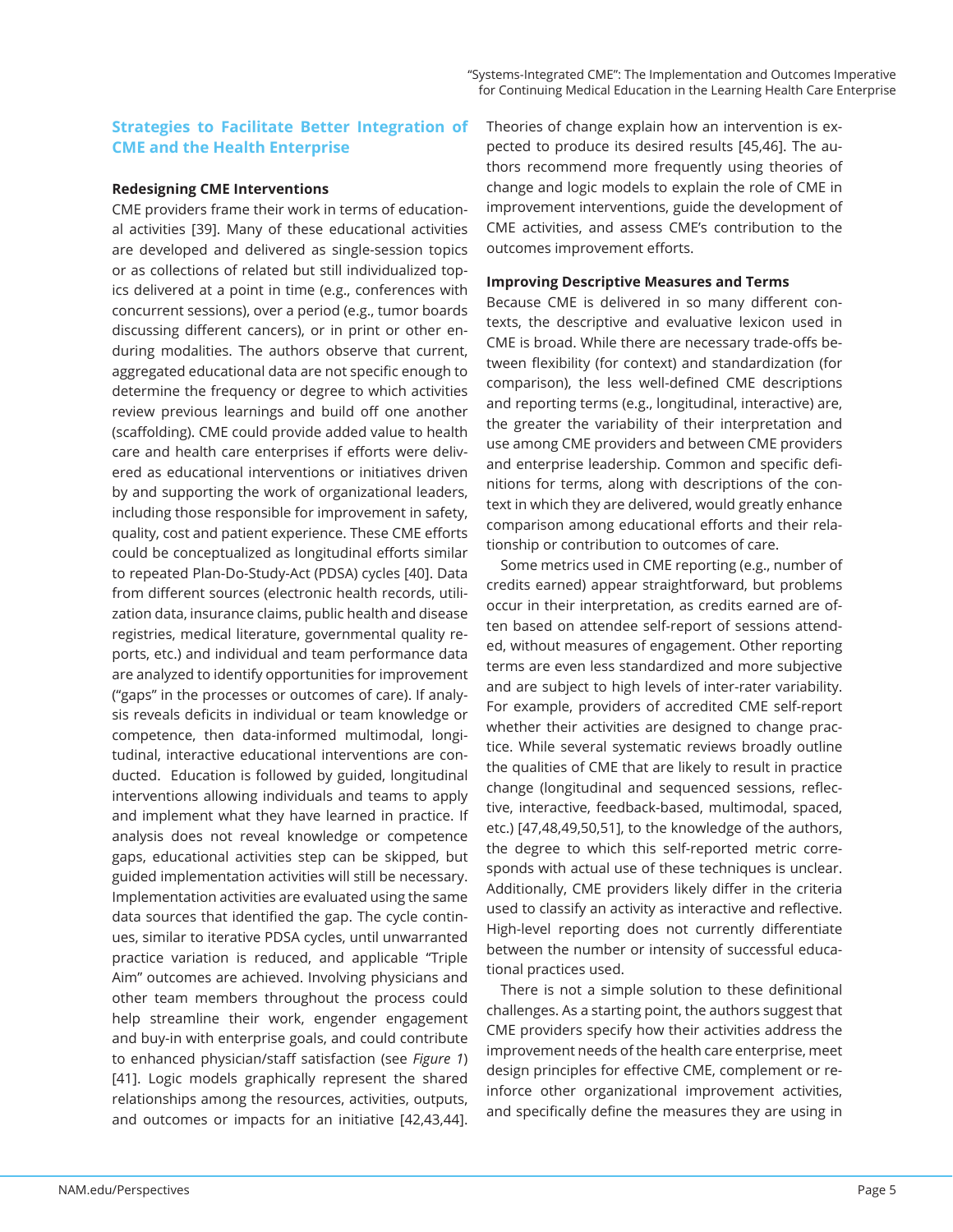## Strategies to Facilitate Better Integration of CME and the Health Enterprise

### Redesigning CME Interventions

CME providers frame their work in terms of educational activities [39]. Many of these educational activities are developed and delivered as single-session topics or as collections of related but still individualized topics delivered at a point in time (e.g., conferences with concurrent sessions), over a period (e.g., tumor boards discussing different cancers), or in print or other enduring modalities. The authors observe that current, aggregated educational data are not specific enough to determine the frequency or degree to which activities review previous learnings and build off one another (scaffolding). CME could provide added value to health care and health care enterprises if efforts were delivered as educational interventions or initiatives driven by and supporting the work of organizational leaders, including those responsible for improvement in safety, quality, cost and patient experience. These CME efforts could be conceptualized as longitudinal efforts similar to repeated Plan-Do-Study-Act (PDSA) cycles [40]. Data from different sources (electronic health records, utilization data, insurance claims, public health and disease registries, medical literature, governmental quality reports, etc.) and individual and team performance data are analyzed to identify opportunities for improvement ("gaps" in the processes or outcomes of care). If analysis reveals deficits in individual or team knowledge or competence, then data-informed multimodal, longitudinal, interactive educational interventions are conducted. Education is followed by guided, longitudinal interventions allowing individuals and teams to apply and implement what they have learned in practice. If analysis does not reveal knowledge or competence gaps, educational activities step can be skipped, but guided implementation activities will still be necessary. Implementation activities are evaluated using the same data sources that identified the gap. The cycle continues, similar to iterative PDSA cycles, until unwarranted practice variation is reduced, and applicable "Triple Aim" outcomes are achieved. Involving physicians and other team members throughout the process could help streamline their work, engender engagement and buy-in with enterprise goals, and could contribute to enhanced physician/staff satisfaction (see *Figure 1*) [41]. Logic models graphically represent the shared relationships among the resources, activities, outputs, and outcomes or impacts for an initiative [42,43,44]. Theories of change explain how an intervention is expected to produce its desired results [45,46]. The authors recommend more frequently using theories of change and logic models to explain the role of CME in improvement interventions, guide the development of CME activities, and assess CME's contribution to the outcomes improvement efforts.

### Improving Descriptive Measures and Terms

Because CME is delivered in so many different contexts, the descriptive and evaluative lexicon used in CME is broad. While there are necessary trade-offs between flexibility (for context) and standardization (for comparison), the less well-defined CME descriptions and reporting terms (e.g., longitudinal, interactive) are, the greater the variability of their interpretation and use among CME providers and between CME providers and enterprise leadership. Common and specific definitions for terms, along with descriptions of the context in which they are delivered, would greatly enhance comparison among educational efforts and their relationship or contribution to outcomes of care.

Some metrics used in CME reporting (e.g., number of credits earned) appear straightforward, but problems occur in their interpretation, as credits earned are often based on attendee self-report of sessions attended, without measures of engagement. Other reporting terms are even less standardized and more subjective and are subject to high levels of inter-rater variability. For example, providers of accredited CME self-report whether their activities are designed to change practice. While several systematic reviews broadly outline the qualities of CME that are likely to result in practice change (longitudinal and sequenced sessions, reflective, interactive, feedback-based, multimodal, spaced, etc.) [47,48,49,50,51], to the knowledge of the authors, the degree to which this self-reported metric corresponds with actual use of these techniques is unclear. Additionally, CME providers likely differ in the criteria used to classify an activity as interactive and reflective. High-level reporting does not currently differentiate between the number or intensity of successful educational practices used.

There is not a simple solution to these definitional challenges. As a starting point, the authors suggest that CME providers specify how their activities address the improvement needs of the health care enterprise, meet design principles for effective CME, complement or reinforce other organizational improvement activities, and specifically define the measures they are using in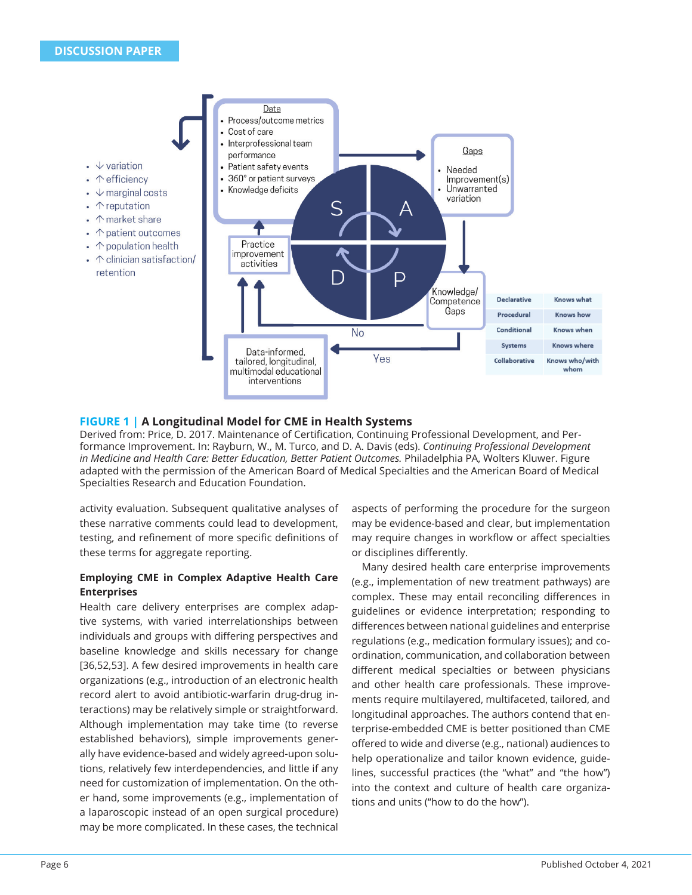DISCUSSION PAPER

Data
- Process/outcome metrics
- Cost of care
- Interprofessional team performance
- Patient safety events
- 360° or patient surveys
- Knowledge deficits

Gaps
- Needed Improvement(s)
- Unwarranted variation

- ↓ variation
- ↑ efficiency
- ↓ marginal costs
- ↑ reputation
- ↑ market share
- ↑ patient outcomes
- ↑ population health
- ↑ clinician satisfaction/ retention

S A D P

Practice improvement activities

Knowledge/ Competence Gaps

No

Yes

Data-informed, tailored, longitudinal, multimodal educational interventions

| | |
|---|---|
| Declarative | Knows what |
| Procedural | Knows how |
| Conditional | Knows when |
| Systems | Knows where |
| Collaborative | Knows who/with whom |

**FIGURE 1 | A Longitudinal Model for CME in Health Systems**
Derived from: Price, D. 2017. Maintenance of Certification, Continuing Professional Development, and Performance Improvement. In: Rayburn, W., M. Turco, and D. A. Davis (eds). *Continuing Professional Development in Medicine and Health Care: Better Education, Better Patient Outcomes.* Philadelphia PA, Wolters Kluwer. Figure adapted with the permission of the American Board of Medical Specialties and the American Board of Medical Specialties Research and Education Foundation.

activity evaluation. Subsequent qualitative analyses of these narrative comments could lead to development, testing, and refinement of more specific definitions of these terms for aggregate reporting.

**Employing CME in Complex Adaptive Health Care Enterprises**

Health care delivery enterprises are complex adaptive systems, with varied interrelationships between individuals and groups with differing perspectives and baseline knowledge and skills necessary for change [36,52,53]. A few desired improvements in health care organizations (e.g., introduction of an electronic health record alert to avoid antibiotic-warfarin drug-drug interactions) may be relatively simple or straightforward. Although implementation may take time (to reverse established behaviors), simple improvements generally have evidence-based and widely agreed-upon solutions, relatively few interdependencies, and little if any need for customization of implementation. On the other hand, some improvements (e.g., implementation of a laparoscopic instead of an open surgical procedure) may be more complicated. In these cases, the technical aspects of performing the procedure for the surgeon may be evidence-based and clear, but implementation may require changes in workflow or affect specialties or disciplines differently.

Many desired health care enterprise improvements (e.g., implementation of new treatment pathways) are complex. These may entail reconciling differences in guidelines or evidence interpretation; responding to differences between national guidelines and enterprise regulations (e.g., medication formulary issues); and coordination, communication, and collaboration between different medical specialties or between physicians and other health care professionals. These improvements require multilayered, multifaceted, tailored, and longitudinal approaches. The authors contend that enterprise-embedded CME is better positioned than CME offered to wide and diverse (e.g., national) audiences to help operationalize and tailor known evidence, guidelines, successful practices (the "what" and "the how") into the context and culture of health care organizations and units ("how to do the how").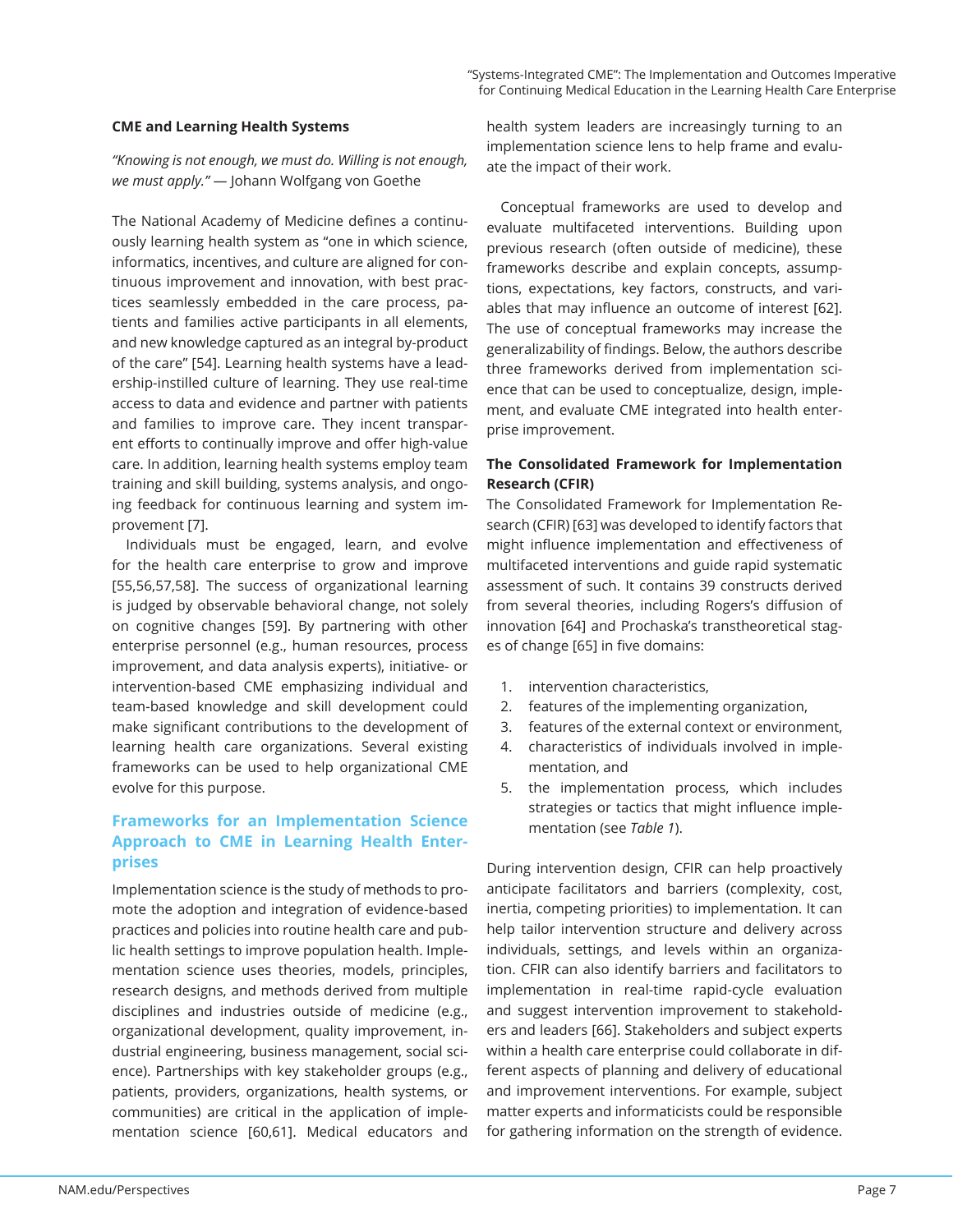### CME and Learning Health Systems

*"Knowing is not enough, we must do. Willing is not enough, we must apply."* — Johann Wolfgang von Goethe

The National Academy of Medicine defines a continuously learning health system as "one in which science, informatics, incentives, and culture are aligned for continuous improvement and innovation, with best practices seamlessly embedded in the care process, patients and families active participants in all elements, and new knowledge captured as an integral by-product of the care" [54]. Learning health systems have a leadership-instilled culture of learning. They use real-time access to data and evidence and partner with patients and families to improve care. They incent transparent efforts to continually improve and offer high-value care. In addition, learning health systems employ team training and skill building, systems analysis, and ongoing feedback for continuous learning and system improvement [7].

Individuals must be engaged, learn, and evolve for the health care enterprise to grow and improve [55,56,57,58]. The success of organizational learning is judged by observable behavioral change, not solely on cognitive changes [59]. By partnering with other enterprise personnel (e.g., human resources, process improvement, and data analysis experts), initiative- or intervention-based CME emphasizing individual and team-based knowledge and skill development could make significant contributions to the development of learning health care organizations. Several existing frameworks can be used to help organizational CME evolve for this purpose.

## Frameworks for an Implementation Science Approach to CME in Learning Health Enterprises

Implementation science is the study of methods to promote the adoption and integration of evidence-based practices and policies into routine health care and public health settings to improve population health. Implementation science uses theories, models, principles, research designs, and methods derived from multiple disciplines and industries outside of medicine (e.g., organizational development, quality improvement, industrial engineering, business management, social science). Partnerships with key stakeholder groups (e.g., patients, providers, organizations, health systems, or communities) are critical in the application of implementation science [60,61]. Medical educators and health system leaders are increasingly turning to an implementation science lens to help frame and evaluate the impact of their work.

Conceptual frameworks are used to develop and evaluate multifaceted interventions. Building upon previous research (often outside of medicine), these frameworks describe and explain concepts, assumptions, expectations, key factors, constructs, and variables that may influence an outcome of interest [62]. The use of conceptual frameworks may increase the generalizability of findings. Below, the authors describe three frameworks derived from implementation science that can be used to conceptualize, design, implement, and evaluate CME integrated into health enterprise improvement.

### The Consolidated Framework for Implementation Research (CFIR)

The Consolidated Framework for Implementation Research (CFIR) [63] was developed to identify factors that might influence implementation and effectiveness of multifaceted interventions and guide rapid systematic assessment of such. It contains 39 constructs derived from several theories, including Rogers's diffusion of innovation [64] and Prochaska's transtheoretical stages of change [65] in five domains:

1. intervention characteristics,
2. features of the implementing organization,
3. features of the external context or environment,
4. characteristics of individuals involved in implementation, and
5. the implementation process, which includes strategies or tactics that might influence implementation (see *Table 1*).

During intervention design, CFIR can help proactively anticipate facilitators and barriers (complexity, cost, inertia, competing priorities) to implementation. It can help tailor intervention structure and delivery across individuals, settings, and levels within an organization. CFIR can also identify barriers and facilitators to implementation in real-time rapid-cycle evaluation and suggest intervention improvement to stakeholders and leaders [66]. Stakeholders and subject experts within a health care enterprise could collaborate in different aspects of planning and delivery of educational and improvement interventions. For example, subject matter experts and informaticists could be responsible for gathering information on the strength of evidence.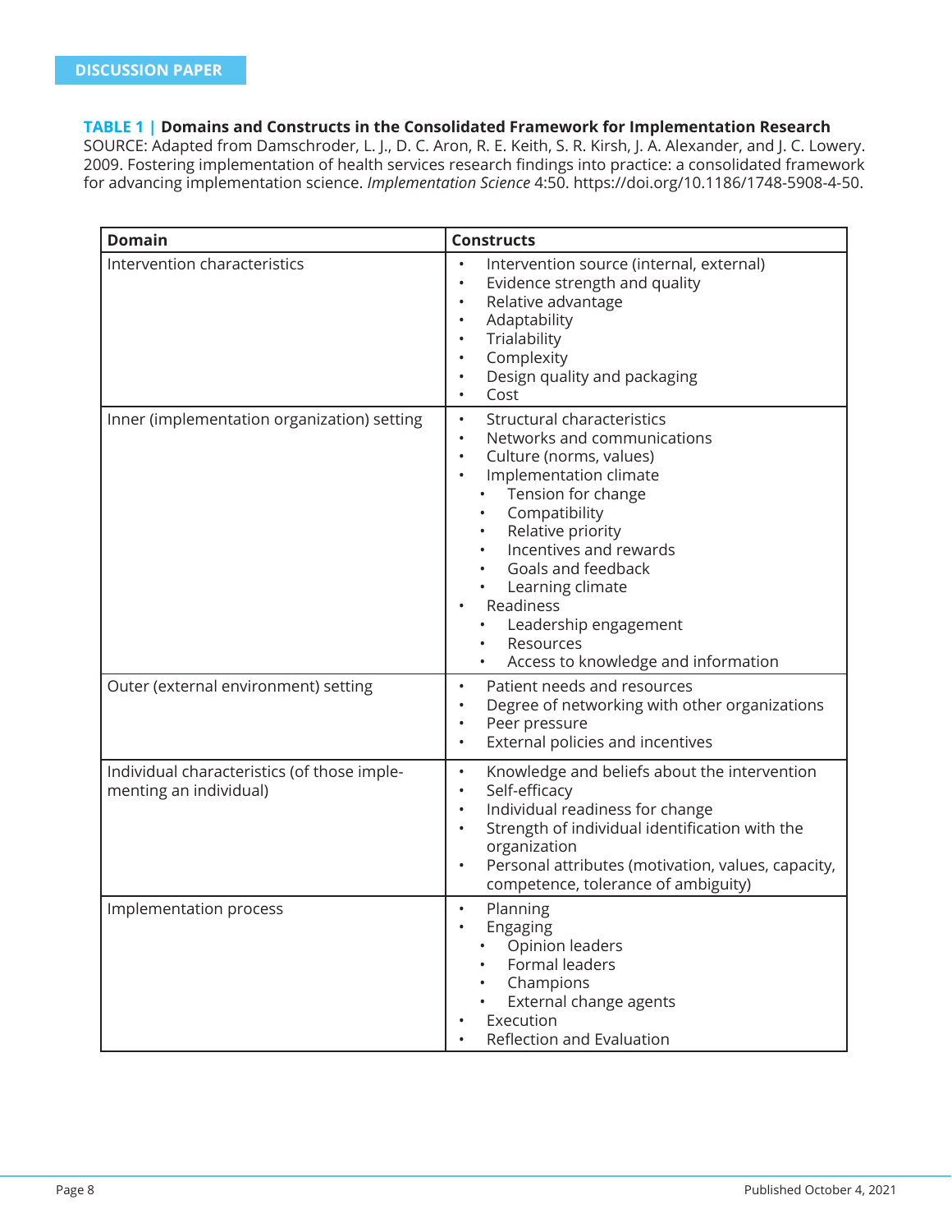**TABLE 1 | Domains and Constructs in the Consolidated Framework for Implementation Research**
SOURCE: Adapted from Damschroder, L. J., D. C. Aron, R. E. Keith, S. R. Kirsh, J. A. Alexander, and J. C. Lowery. 2009. Fostering implementation of health services research findings into practice: a consolidated framework for advancing implementation science. *Implementation Science* 4:50. https://doi.org/10.1186/1748-5908-4-50.

| Domain | Constructs |
| --- | --- |
| Intervention characteristics | • Intervention source (internal, external)<br>• Evidence strength and quality<br>• Relative advantage<br>• Adaptability<br>• Trialability<br>• Complexity<br>• Design quality and packaging<br>• Cost |
| Inner (implementation organization) setting | • Structural characteristics<br>• Networks and communications<br>• Culture (norms, values)<br>• Implementation climate<br>  ◦ Tension for change<br>  ◦ Compatibility<br>  ◦ Relative priority<br>  ◦ Incentives and rewards<br>  ◦ Goals and feedback<br>  ◦ Learning climate<br>• Readiness<br>  ◦ Leadership engagement<br>  ◦ Resources<br>  ◦ Access to knowledge and information |
| Outer (external environment) setting | • Patient needs and resources<br>• Degree of networking with other organizations<br>• Peer pressure<br>• External policies and incentives |
| Individual characteristics (of those implementing an individual) | • Knowledge and beliefs about the intervention<br>• Self-efficacy<br>• Individual readiness for change<br>• Strength of individual identification with the organization<br>• Personal attributes (motivation, values, capacity, competence, tolerance of ambiguity) |
| Implementation process | • Planning<br>• Engaging<br>  ◦ Opinion leaders<br>  ◦ Formal leaders<br>  ◦ Champions<br>  ◦ External change agents<br>• Execution<br>• Reflection and Evaluation |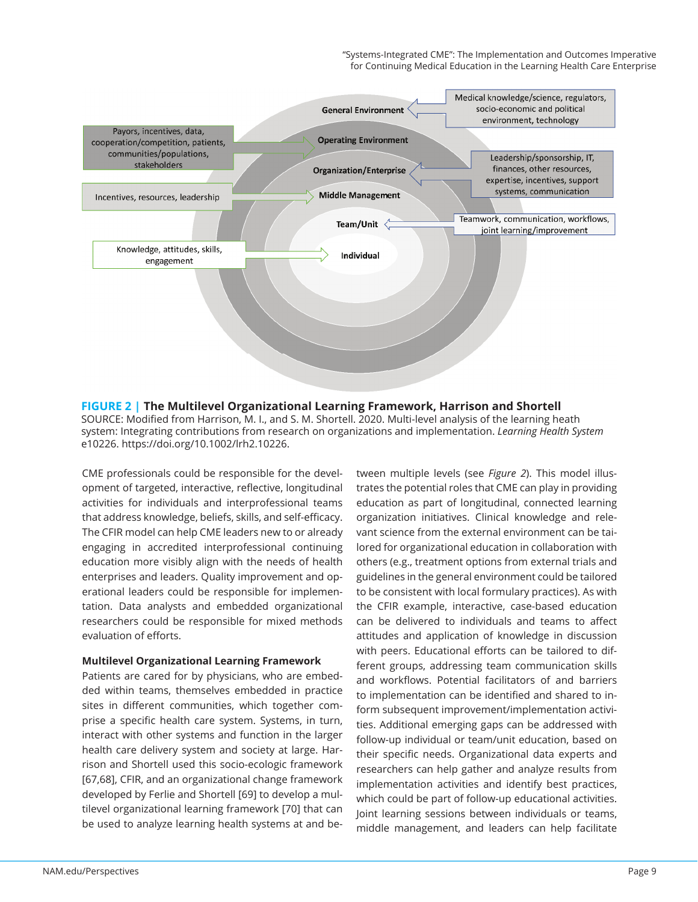General Environment

Medical knowledge/science, regulators, socio-economic and political environment, technology

Operating Environment

Payors, incentives, data, cooperation/competition, patients, communities/populations, stakeholders

Organization/Enterprise

Leadership/sponsorship, IT, finances, other resources, expertise, incentives, support systems, communication

Middle Management

Incentives, resources, leadership

Team/Unit

Teamwork, communication, workflows, joint learning/improvement

Individual

Knowledge, attitudes, skills, engagement

**FIGURE 2 | The Multilevel Organizational Learning Framework, Harrison and Shortell**
SOURCE: Modified from Harrison, M. I., and S. M. Shortell. 2020. Multi-level analysis of the learning heath system: Integrating contributions from research on organizations and implementation. *Learning Health System* e10226. https://doi.org/10.1002/lrh2.10226.

CME professionals could be responsible for the development of targeted, interactive, reflective, longitudinal activities for individuals and interprofessional teams that address knowledge, beliefs, skills, and self-efficacy. The CFIR model can help CME leaders new to or already engaging in accredited interprofessional continuing education more visibly align with the needs of health enterprises and leaders. Quality improvement and operational leaders could be responsible for implementation. Data analysts and embedded organizational researchers could be responsible for mixed methods evaluation of efforts.

**Multilevel Organizational Learning Framework**

Patients are cared for by physicians, who are embedded within teams, themselves embedded in practice sites in different communities, which together comprise a specific health care system. Systems, in turn, interact with other systems and function in the larger health care delivery system and society at large. Harrison and Shortell used this socio-ecologic framework [67,68], CFIR, and an organizational change framework developed by Ferlie and Shortell [69] to develop a multilevel organizational learning framework [70] that can be used to analyze learning health systems at and between multiple levels (see *Figure 2*). This model illustrates the potential roles that CME can play in providing education as part of longitudinal, connected learning organization initiatives. Clinical knowledge and relevant science from the external environment can be tailored for organizational education in collaboration with others (e.g., treatment options from external trials and guidelines in the general environment could be tailored to be consistent with local formulary practices). As with the CFIR example, interactive, case-based education can be delivered to individuals and teams to affect attitudes and application of knowledge in discussion with peers. Educational efforts can be tailored to different groups, addressing team communication skills and workflows. Potential facilitators of and barriers to implementation can be identified and shared to inform subsequent improvement/implementation activities. Additional emerging gaps can be addressed with follow-up individual or team/unit education, based on their specific needs. Organizational data experts and researchers can help gather and analyze results from implementation activities and identify best practices, which could be part of follow-up educational activities. Joint learning sessions between individuals or teams, middle management, and leaders can help facilitate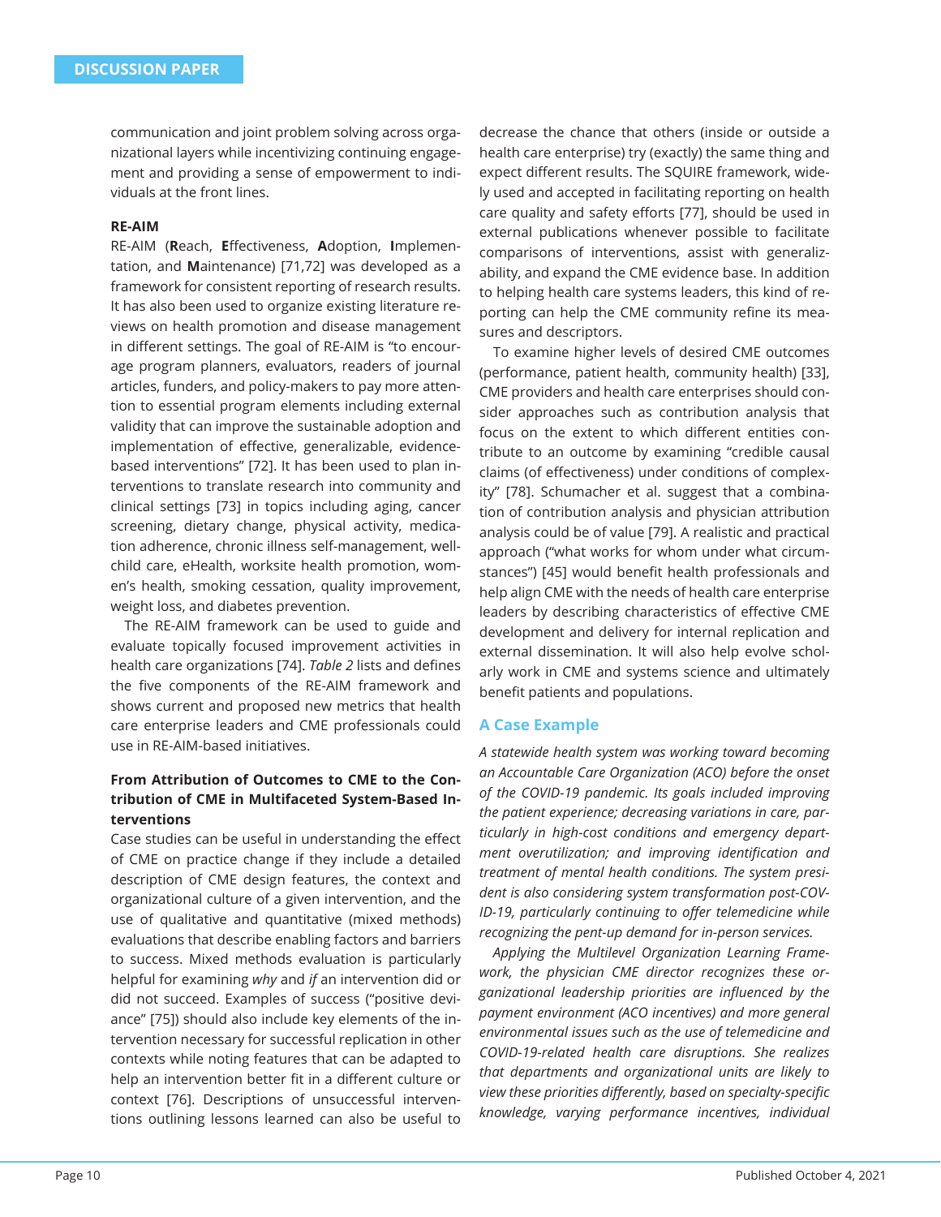communication and joint problem solving across organizational layers while incentivizing continuing engagement and providing a sense of empowerment to individuals at the front lines.

**RE-AIM**

RE-AIM (**R**each, **E**ffectiveness, **A**doption, **I**mplementation, and **M**aintenance) [71,72] was developed as a framework for consistent reporting of research results. It has also been used to organize existing literature reviews on health promotion and disease management in different settings. The goal of RE-AIM is "to encourage program planners, evaluators, readers of journal articles, funders, and policy-makers to pay more attention to essential program elements including external validity that can improve the sustainable adoption and implementation of effective, generalizable, evidence-based interventions" [72]. It has been used to plan interventions to translate research into community and clinical settings [73] in topics including aging, cancer screening, dietary change, physical activity, medication adherence, chronic illness self-management, well-child care, eHealth, worksite health promotion, women's health, smoking cessation, quality improvement, weight loss, and diabetes prevention.

The RE-AIM framework can be used to guide and evaluate topically focused improvement activities in health care organizations [74]. *Table 2* lists and defines the five components of the RE-AIM framework and shows current and proposed new metrics that health care enterprise leaders and CME professionals could use in RE-AIM-based initiatives.

**From Attribution of Outcomes to CME to the Contribution of CME in Multifaceted System-Based Interventions**

Case studies can be useful in understanding the effect of CME on practice change if they include a detailed description of CME design features, the context and organizational culture of a given intervention, and the use of qualitative and quantitative (mixed methods) evaluations that describe enabling factors and barriers to success. Mixed methods evaluation is particularly helpful for examining *why* and *if* an intervention did or did not succeed. Examples of success ("positive deviance" [75]) should also include key elements of the intervention necessary for successful replication in other contexts while noting features that can be adapted to help an intervention better fit in a different culture or context [76]. Descriptions of unsuccessful interventions outlining lessons learned can also be useful to decrease the chance that others (inside or outside a health care enterprise) try (exactly) the same thing and expect different results. The SQUIRE framework, widely used and accepted in facilitating reporting on health care quality and safety efforts [77], should be used in external publications whenever possible to facilitate comparisons of interventions, assist with generalizability, and expand the CME evidence base. In addition to helping health care systems leaders, this kind of reporting can help the CME community refine its measures and descriptors.

To examine higher levels of desired CME outcomes (performance, patient health, community health) [33], CME providers and health care enterprises should consider approaches such as contribution analysis that focus on the extent to which different entities contribute to an outcome by examining "credible causal claims (of effectiveness) under conditions of complexity" [78]. Schumacher et al. suggest that a combination of contribution analysis and physician attribution analysis could be of value [79]. A realistic and practical approach ("what works for whom under what circumstances") [45] would benefit health professionals and help align CME with the needs of health care enterprise leaders by describing characteristics of effective CME development and delivery for internal replication and external dissemination. It will also help evolve scholarly work in CME and systems science and ultimately benefit patients and populations.

## A Case Example

*A statewide health system was working toward becoming an Accountable Care Organization (ACO) before the onset of the COVID-19 pandemic. Its goals included improving the patient experience; decreasing variations in care, particularly in high-cost conditions and emergency department overutilization; and improving identification and treatment of mental health conditions. The system president is also considering system transformation post-COVID-19, particularly continuing to offer telemedicine while recognizing the pent-up demand for in-person services.*

*Applying the Multilevel Organization Learning Framework, the physician CME director recognizes these organizational leadership priorities are influenced by the payment environment (ACO incentives) and more general environmental issues such as the use of telemedicine and COVID-19-related health care disruptions. She realizes that departments and organizational units are likely to view these priorities differently, based on specialty-specific knowledge, varying performance incentives, individual*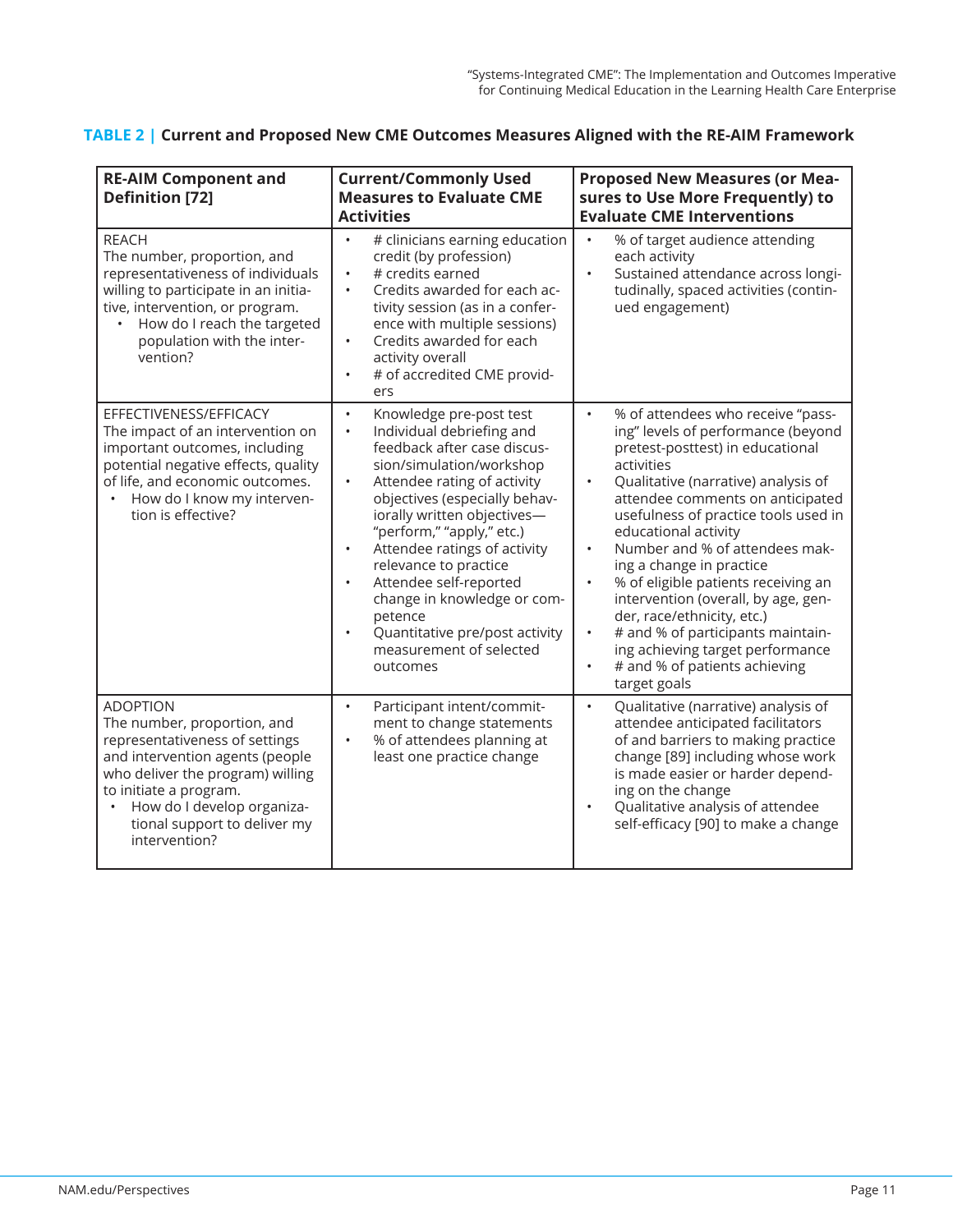**TABLE 2 | Current and Proposed New CME Outcomes Measures Aligned with the RE-AIM Framework**

| RE-AIM Component and Definition [72] | Current/Commonly Used Measures to Evaluate CME Activities | Proposed New Measures (or Measures to Use More Frequently) to Evaluate CME Interventions |
|---|---|---|
| REACH<br>The number, proportion, and representativeness of individuals willing to participate in an initiative, intervention, or program.<br>• How do I reach the targeted population with the intervention? | • # clinicians earning education credit (by profession)<br>• # credits earned<br>• Credits awarded for each activity session (as in a conference with multiple sessions)<br>• Credits awarded for each activity overall<br>• # of accredited CME providers | • % of target audience attending each activity<br>• Sustained attendance across longitudinally, spaced activities (continued engagement) |
| EFFECTIVENESS/EFFICACY<br>The impact of an intervention on important outcomes, including potential negative effects, quality of life, and economic outcomes.<br>• How do I know my intervention is effective? | • Knowledge pre-post test<br>• Individual debriefing and feedback after case discussion/simulation/workshop<br>• Attendee rating of activity objectives (especially behaviorally written objectives—"perform," "apply," etc.)<br>• Attendee ratings of activity relevance to practice<br>• Attendee self-reported change in knowledge or competence<br>• Quantitative pre/post activity measurement of selected outcomes | • % of attendees who receive "passing" levels of performance (beyond pretest-posttest) in educational activities<br>• Qualitative (narrative) analysis of attendee comments on anticipated usefulness of practice tools used in educational activity<br>• Number and % of attendees making a change in practice<br>• % of eligible patients receiving an intervention (overall, by age, gender, race/ethnicity, etc.)<br>• # and % of participants maintaining achieving target performance<br>• # and % of patients achieving target goals |
| ADOPTION<br>The number, proportion, and representativeness of settings and intervention agents (people who deliver the program) willing to initiate a program.<br>• How do I develop organizational support to deliver my intervention? | • Participant intent/commitment to change statements<br>• % of attendees planning at least one practice change | • Qualitative (narrative) analysis of attendee anticipated facilitators of and barriers to making practice change [89] including whose work is made easier or harder depending on the change<br>• Qualitative analysis of attendee self-efficacy [90] to make a change |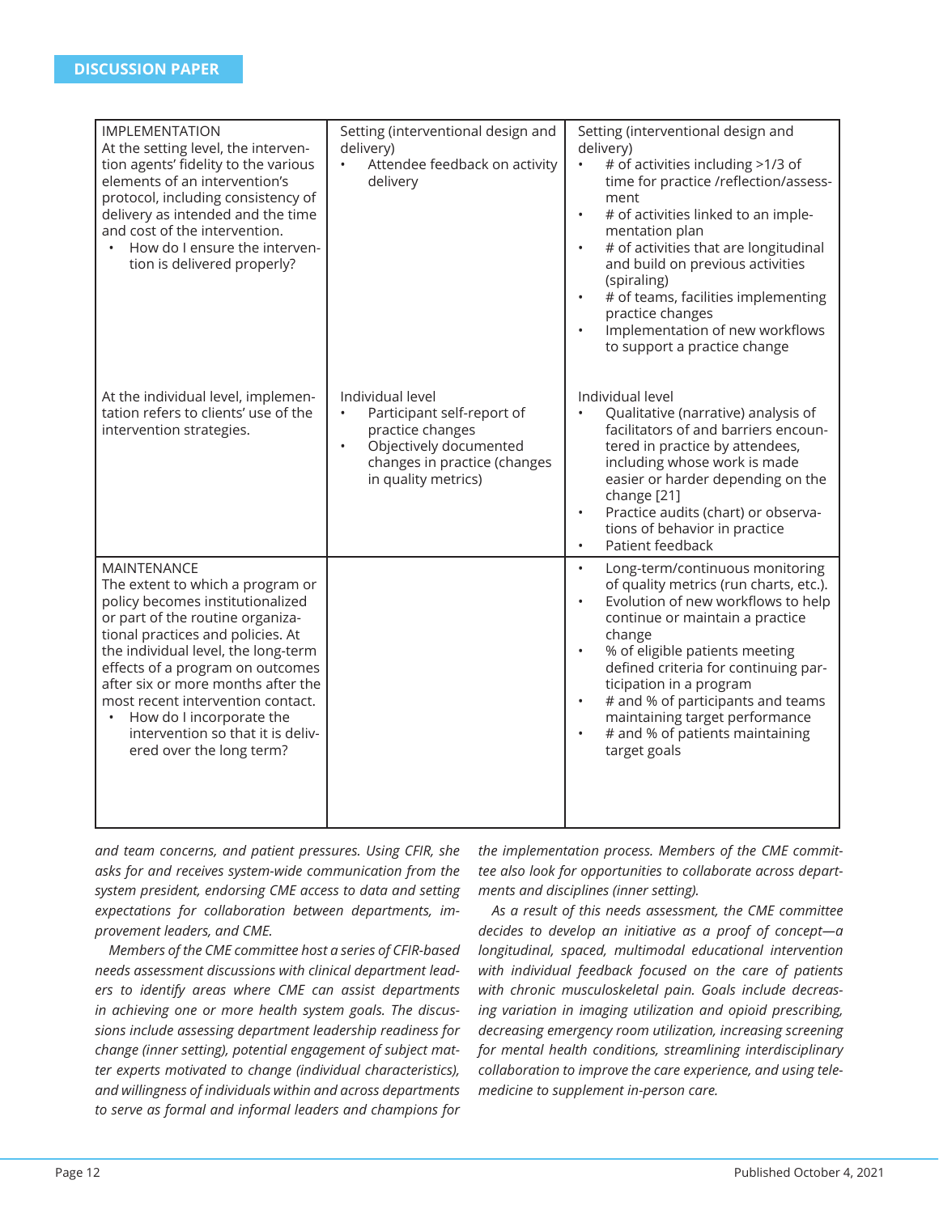| | | |
|---|---|---|
| IMPLEMENTATION<br>At the setting level, the intervention agents' fidelity to the various elements of an intervention's protocol, including consistency of delivery as intended and the time and cost of the intervention.<br>• How do I ensure the intervention is delivered properly? | Setting (interventional design and delivery)<br>• Attendee feedback on activity delivery | Setting (interventional design and delivery)<br>• # of activities including >1/3 of time for practice /reflection/assessment<br>• # of activities linked to an implementation plan<br>• # of activities that are longitudinal and build on previous activities (spiraling)<br>• # of teams, facilities implementing practice changes<br>• Implementation of new workflows to support a practice change |
| At the individual level, implementation refers to clients' use of the intervention strategies. | Individual level<br>• Participant self-report of practice changes<br>• Objectively documented changes in practice (changes in quality metrics) | Individual level<br>• Qualitative (narrative) analysis of facilitators of and barriers encountered in practice by attendees, including whose work is made easier or harder depending on the change [21]<br>• Practice audits (chart) or observations of behavior in practice<br>• Patient feedback |
| MAINTENANCE<br>The extent to which a program or policy becomes institutionalized or part of the routine organizational practices and policies. At the individual level, the long-term effects of a program on outcomes after six or more months after the most recent intervention contact.<br>• How do I incorporate the intervention so that it is delivered over the long term? | | • Long-term/continuous monitoring of quality metrics (run charts, etc.).<br>• Evolution of new workflows to help continue or maintain a practice change<br>• % of eligible patients meeting defined criteria for continuing participation in a program<br>• # and % of participants and teams maintaining target performance<br>• # and % of patients maintaining target goals |

*and team concerns, and patient pressures. Using CFIR, she asks for and receives system-wide communication from the system president, endorsing CME access to data and setting expectations for collaboration between departments, improvement leaders, and CME.*

*Members of the CME committee host a series of CFIR-based needs assessment discussions with clinical department leaders to identify areas where CME can assist departments in achieving one or more health system goals. The discussions include assessing department leadership readiness for change (inner setting), potential engagement of subject matter experts motivated to change (individual characteristics), and willingness of individuals within and across departments to serve as formal and informal leaders and champions for the implementation process. Members of the CME committee also look for opportunities to collaborate across departments and disciplines (inner setting).*

*As a result of this needs assessment, the CME committee decides to develop an initiative as a proof of concept—a longitudinal, spaced, multimodal educational intervention with individual feedback focused on the care of patients with chronic musculoskeletal pain. Goals include decreasing variation in imaging utilization and opioid prescribing, decreasing emergency room utilization, increasing screening for mental health conditions, streamlining interdisciplinary collaboration to improve the care experience, and using telemedicine to supplement in-person care.*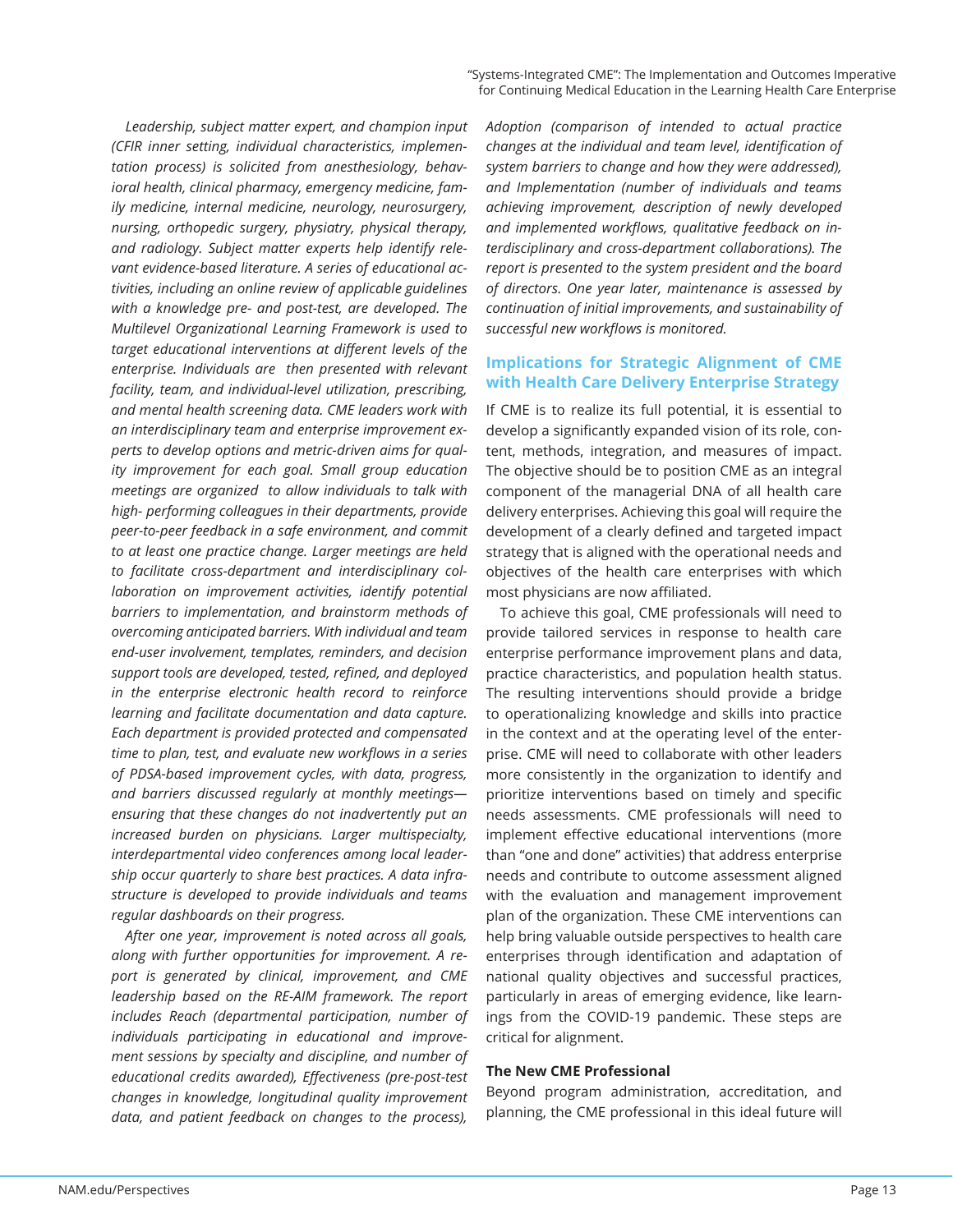*Leadership, subject matter expert, and champion input (CFIR inner setting, individual characteristics, implementation process) is solicited from anesthesiology, behavioral health, clinical pharmacy, emergency medicine, family medicine, internal medicine, neurology, neurosurgery, nursing, orthopedic surgery, physiatry, physical therapy, and radiology. Subject matter experts help identify relevant evidence-based literature. A series of educational activities, including an online review of applicable guidelines with a knowledge pre- and post-test, are developed. The Multilevel Organizational Learning Framework is used to target educational interventions at different levels of the enterprise. Individuals are then presented with relevant facility, team, and individual-level utilization, prescribing, and mental health screening data. CME leaders work with an interdisciplinary team and enterprise improvement experts to develop options and metric-driven aims for quality improvement for each goal. Small group education meetings are organized to allow individuals to talk with high- performing colleagues in their departments, provide peer-to-peer feedback in a safe environment, and commit to at least one practice change. Larger meetings are held to facilitate cross-department and interdisciplinary collaboration on improvement activities, identify potential barriers to implementation, and brainstorm methods of overcoming anticipated barriers. With individual and team end-user involvement, templates, reminders, and decision support tools are developed, tested, refined, and deployed in the enterprise electronic health record to reinforce learning and facilitate documentation and data capture. Each department is provided protected and compensated time to plan, test, and evaluate new workflows in a series of PDSA-based improvement cycles, with data, progress, and barriers discussed regularly at monthly meetings—ensuring that these changes do not inadvertently put an increased burden on physicians. Larger multispecialty, interdepartmental video conferences among local leadership occur quarterly to share best practices. A data infrastructure is developed to provide individuals and teams regular dashboards on their progress.*

*After one year, improvement is noted across all goals, along with further opportunities for improvement. A report is generated by clinical, improvement, and CME leadership based on the RE-AIM framework. The report includes Reach (departmental participation, number of individuals participating in educational and improvement sessions by specialty and discipline, and number of educational credits awarded), Effectiveness (pre-post-test changes in knowledge, longitudinal quality improvement data, and patient feedback on changes to the process), Adoption (comparison of intended to actual practice changes at the individual and team level, identification of system barriers to change and how they were addressed), and Implementation (number of individuals and teams achieving improvement, description of newly developed and implemented workflows, qualitative feedback on interdisciplinary and cross-department collaborations). The report is presented to the system president and the board of directors. One year later, maintenance is assessed by continuation of initial improvements, and sustainability of successful new workflows is monitored.*

## Implications for Strategic Alignment of CME with Health Care Delivery Enterprise Strategy

If CME is to realize its full potential, it is essential to develop a significantly expanded vision of its role, content, methods, integration, and measures of impact. The objective should be to position CME as an integral component of the managerial DNA of all health care delivery enterprises. Achieving this goal will require the development of a clearly defined and targeted impact strategy that is aligned with the operational needs and objectives of the health care enterprises with which most physicians are now affiliated.

To achieve this goal, CME professionals will need to provide tailored services in response to health care enterprise performance improvement plans and data, practice characteristics, and population health status. The resulting interventions should provide a bridge to operationalizing knowledge and skills into practice in the context and at the operating level of the enterprise. CME will need to collaborate with other leaders more consistently in the organization to identify and prioritize interventions based on timely and specific needs assessments. CME professionals will need to implement effective educational interventions (more than "one and done" activities) that address enterprise needs and contribute to outcome assessment aligned with the evaluation and management improvement plan of the organization. These CME interventions can help bring valuable outside perspectives to health care enterprises through identification and adaptation of national quality objectives and successful practices, particularly in areas of emerging evidence, like learnings from the COVID-19 pandemic. These steps are critical for alignment.

### The New CME Professional

Beyond program administration, accreditation, and planning, the CME professional in this ideal future will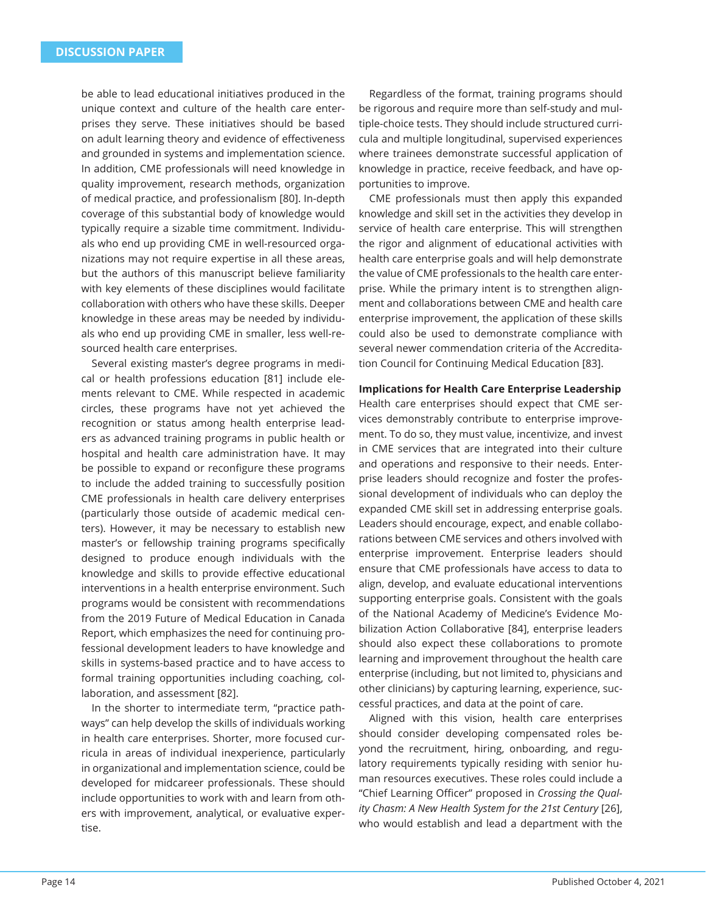be able to lead educational initiatives produced in the unique context and culture of the health care enterprises they serve. These initiatives should be based on adult learning theory and evidence of effectiveness and grounded in systems and implementation science. In addition, CME professionals will need knowledge in quality improvement, research methods, organization of medical practice, and professionalism [80]. In-depth coverage of this substantial body of knowledge would typically require a sizable time commitment. Individuals who end up providing CME in well-resourced organizations may not require expertise in all these areas, but the authors of this manuscript believe familiarity with key elements of these disciplines would facilitate collaboration with others who have these skills. Deeper knowledge in these areas may be needed by individuals who end up providing CME in smaller, less well-resourced health care enterprises.

Several existing master's degree programs in medical or health professions education [81] include elements relevant to CME. While respected in academic circles, these programs have not yet achieved the recognition or status among health enterprise leaders as advanced training programs in public health or hospital and health care administration have. It may be possible to expand or reconfigure these programs to include the added training to successfully position CME professionals in health care delivery enterprises (particularly those outside of academic medical centers). However, it may be necessary to establish new master's or fellowship training programs specifically designed to produce enough individuals with the knowledge and skills to provide effective educational interventions in a health enterprise environment. Such programs would be consistent with recommendations from the 2019 Future of Medical Education in Canada Report, which emphasizes the need for continuing professional development leaders to have knowledge and skills in systems-based practice and to have access to formal training opportunities including coaching, collaboration, and assessment [82].

In the shorter to intermediate term, "practice pathways" can help develop the skills of individuals working in health care enterprises. Shorter, more focused curricula in areas of individual inexperience, particularly in organizational and implementation science, could be developed for midcareer professionals. These should include opportunities to work with and learn from others with improvement, analytical, or evaluative expertise.

Regardless of the format, training programs should be rigorous and require more than self-study and multiple-choice tests. They should include structured curricula and multiple longitudinal, supervised experiences where trainees demonstrate successful application of knowledge in practice, receive feedback, and have opportunities to improve.

CME professionals must then apply this expanded knowledge and skill set in the activities they develop in service of health care enterprise. This will strengthen the rigor and alignment of educational activities with health care enterprise goals and will help demonstrate the value of CME professionals to the health care enterprise. While the primary intent is to strengthen alignment and collaborations between CME and health care enterprise improvement, the application of these skills could also be used to demonstrate compliance with several newer commendation criteria of the Accreditation Council for Continuing Medical Education [83].

**Implications for Health Care Enterprise Leadership**

Health care enterprises should expect that CME services demonstrably contribute to enterprise improvement. To do so, they must value, incentivize, and invest in CME services that are integrated into their culture and operations and responsive to their needs. Enterprise leaders should recognize and foster the professional development of individuals who can deploy the expanded CME skill set in addressing enterprise goals. Leaders should encourage, expect, and enable collaborations between CME services and others involved with enterprise improvement. Enterprise leaders should ensure that CME professionals have access to data to align, develop, and evaluate educational interventions supporting enterprise goals. Consistent with the goals of the National Academy of Medicine's Evidence Mobilization Action Collaborative [84], enterprise leaders should also expect these collaborations to promote learning and improvement throughout the health care enterprise (including, but not limited to, physicians and other clinicians) by capturing learning, experience, successful practices, and data at the point of care.

Aligned with this vision, health care enterprises should consider developing compensated roles beyond the recruitment, hiring, onboarding, and regulatory requirements typically residing with senior human resources executives. These roles could include a "Chief Learning Officer" proposed in *Crossing the Quality Chasm: A New Health System for the 21st Century* [26], who would establish and lead a department with the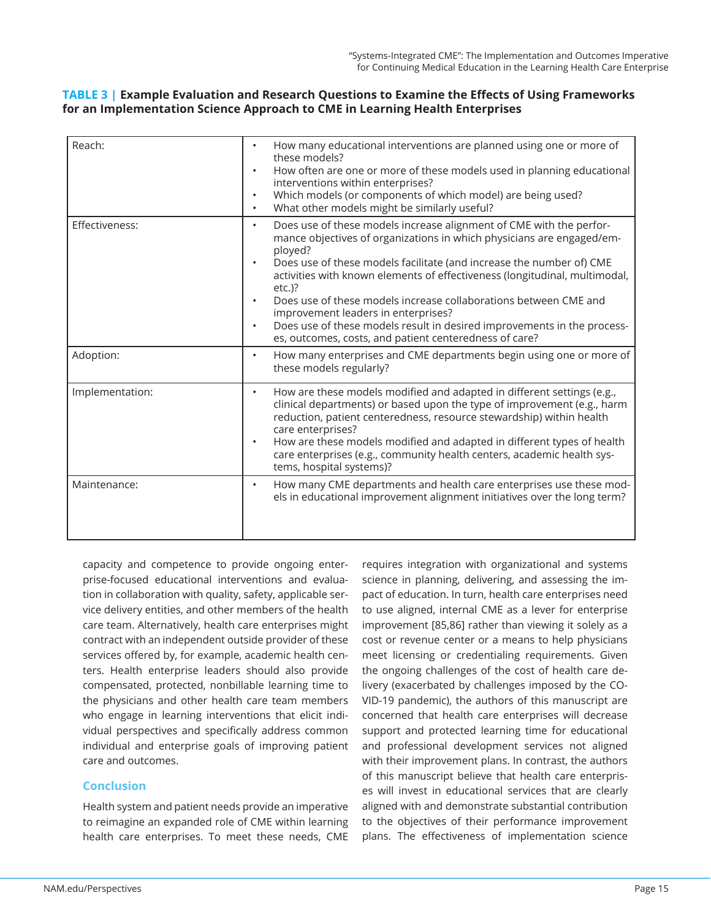**TABLE 3 | Example Evaluation and Research Questions to Examine the Effects of Using Frameworks for an Implementation Science Approach to CME in Learning Health Enterprises**

| | |
|---|---|
| Reach: | • How many educational interventions are planned using one or more of these models?<br>• How often are one or more of these models used in planning educational interventions within enterprises?<br>• Which models (or components of which model) are being used?<br>• What other models might be similarly useful? |
| Effectiveness: | • Does use of these models increase alignment of CME with the performance objectives of organizations in which physicians are engaged/employed?<br>• Does use of these models facilitate (and increase the number of) CME activities with known elements of effectiveness (longitudinal, multimodal, etc.)?<br>• Does use of these models increase collaborations between CME and improvement leaders in enterprises?<br>• Does use of these models result in desired improvements in the processes, outcomes, costs, and patient centeredness of care? |
| Adoption: | • How many enterprises and CME departments begin using one or more of these models regularly? |
| Implementation: | • How are these models modified and adapted in different settings (e.g., clinical departments) or based upon the type of improvement (e.g., harm reduction, patient centeredness, resource stewardship) within health care enterprises?<br>• How are these models modified and adapted in different types of health care enterprises (e.g., community health centers, academic health systems, hospital systems)? |
| Maintenance: | • How many CME departments and health care enterprises use these models in educational improvement alignment initiatives over the long term? |

capacity and competence to provide ongoing enterprise-focused educational interventions and evaluation in collaboration with quality, safety, applicable service delivery entities, and other members of the health care team. Alternatively, health care enterprises might contract with an independent outside provider of these services offered by, for example, academic health centers. Health enterprise leaders should also provide compensated, protected, nonbillable learning time to the physicians and other health care team members who engage in learning interventions that elicit individual perspectives and specifically address common individual and enterprise goals of improving patient care and outcomes.

## Conclusion

Health system and patient needs provide an imperative to reimagine an expanded role of CME within learning health care enterprises. To meet these needs, CME requires integration with organizational and systems science in planning, delivering, and assessing the impact of education. In turn, health care enterprises need to use aligned, internal CME as a lever for enterprise improvement [85,86] rather than viewing it solely as a cost or revenue center or a means to help physicians meet licensing or credentialing requirements. Given the ongoing challenges of the cost of health care delivery (exacerbated by challenges imposed by the COVID-19 pandemic), the authors of this manuscript are concerned that health care enterprises will decrease support and protected learning time for educational and professional development services not aligned with their improvement plans. In contrast, the authors of this manuscript believe that health care enterprises will invest in educational services that are clearly aligned with and demonstrate substantial contribution to the objectives of their performance improvement plans. The effectiveness of implementation science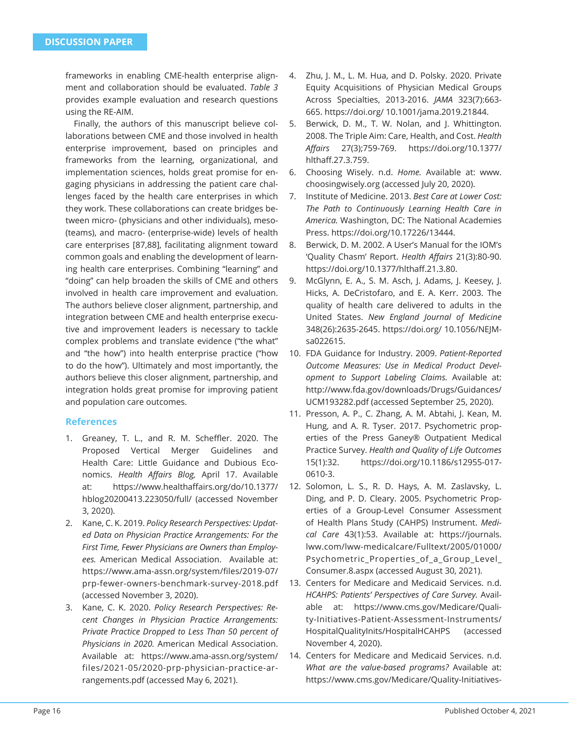frameworks in enabling CME-health enterprise alignment and collaboration should be evaluated. *Table 3* provides example evaluation and research questions using the RE-AIM.

Finally, the authors of this manuscript believe collaborations between CME and those involved in health enterprise improvement, based on principles and frameworks from the learning, organizational, and implementation sciences, holds great promise for engaging physicians in addressing the patient care challenges faced by the health care enterprises in which they work. These collaborations can create bridges between micro- (physicians and other individuals), meso- (teams), and macro- (enterprise-wide) levels of health care enterprises [87,88], facilitating alignment toward common goals and enabling the development of learning health care enterprises. Combining "learning" and "doing" can help broaden the skills of CME and others involved in health care improvement and evaluation. The authors believe closer alignment, partnership, and integration between CME and health enterprise executive and improvement leaders is necessary to tackle complex problems and translate evidence ("the what" and "the how") into health enterprise practice ("how to do the how"). Ultimately and most importantly, the authors believe this closer alignment, partnership, and integration holds great promise for improving patient and population care outcomes.

## References

1. Greaney, T. L., and R. M. Scheffler. 2020. The Proposed Vertical Merger Guidelines and Health Care: Little Guidance and Dubious Economics. *Health Affairs Blog,* April 17. Available at: https://www.healthaffairs.org/do/10.1377/hblog20200413.223050/full/ (accessed November 3, 2020).
2. Kane, C. K. 2019. *Policy Research Perspectives: Updated Data on Physician Practice Arrangements: For the First Time, Fewer Physicians are Owners than Employees.* American Medical Association. Available at: https://www.ama-assn.org/system/files/2019-07/prp-fewer-owners-benchmark-survey-2018.pdf (accessed November 3, 2020).
3. Kane, C. K. 2020. *Policy Research Perspectives: Recent Changes in Physician Practice Arrangements: Private Practice Dropped to Less Than 50 percent of Physicians in 2020.* American Medical Association. Available at: https://www.ama-assn.org/system/files/2021-05/2020-prp-physician-practice-arrangements.pdf (accessed May 6, 2021).
4. Zhu, J. M., L. M. Hua, and D. Polsky. 2020. Private Equity Acquisitions of Physician Medical Groups Across Specialties, 2013-2016. *JAMA* 323(7):663-665. https://doi.org/ 10.1001/jama.2019.21844.
5. Berwick, D. M., T. W. Nolan, and J. Whittington. 2008. The Triple Aim: Care, Health, and Cost. *Health Affairs* 27(3);759-769. https://doi.org/10.1377/hlthaff.27.3.759.
6. Choosing Wisely. n.d. *Home.* Available at: www.choosingwisely.org (accessed July 20, 2020).
7. Institute of Medicine. 2013. *Best Care at Lower Cost: The Path to Continuously Learning Health Care in America.* Washington, DC: The National Academies Press. https://doi.org/10.17226/13444.
8. Berwick, D. M. 2002. A User's Manual for the IOM's 'Quality Chasm' Report. *Health Affairs* 21(3):80-90. https://doi.org/10.1377/hlthaff.21.3.80.
9. McGlynn, E. A., S. M. Asch, J. Adams, J. Keesey, J. Hicks, A. DeCristofaro, and E. A. Kerr. 2003. The quality of health care delivered to adults in the United States. *New England Journal of Medicine* 348(26):2635-2645. https://doi.org/ 10.1056/NEJMsa022615.
10. FDA Guidance for Industry. 2009. *Patient-Reported Outcome Measures: Use in Medical Product Development to Support Labeling Claims.* Available at: http://www.fda.gov/downloads/Drugs/Guidances/UCM193282.pdf (accessed September 25, 2020).
11. Presson, A. P., C. Zhang, A. M. Abtahi, J. Kean, M. Hung, and A. R. Tyser. 2017. Psychometric properties of the Press Ganey® Outpatient Medical Practice Survey. *Health and Quality of Life Outcomes* 15(1):32. https://doi.org/10.1186/s12955-017-0610-3.
12. Solomon, L. S., R. D. Hays, A. M. Zaslavsky, L. Ding, and P. D. Cleary. 2005. Psychometric Properties of a Group-Level Consumer Assessment of Health Plans Study (CAHPS) Instrument. *Medical Care* 43(1):53. Available at: https://journals.lww.com/lww-medicalcare/Fulltext/2005/01000/Psychometric_Properties_of_a_Group_Level_Consumer.8.aspx (accessed August 30, 2021).
13. Centers for Medicare and Medicaid Services. n.d. *HCAHPS: Patients' Perspectives of Care Survey.* Available at: https://www.cms.gov/Medicare/Quality-Initiatives-Patient-Assessment-Instruments/HospitalQualityInits/HospitalHCAHPS (accessed November 4, 2020).
14. Centers for Medicare and Medicaid Services. n.d. *What are the value-based programs?* Available at: https://www.cms.gov/Medicare/Quality-Initiatives-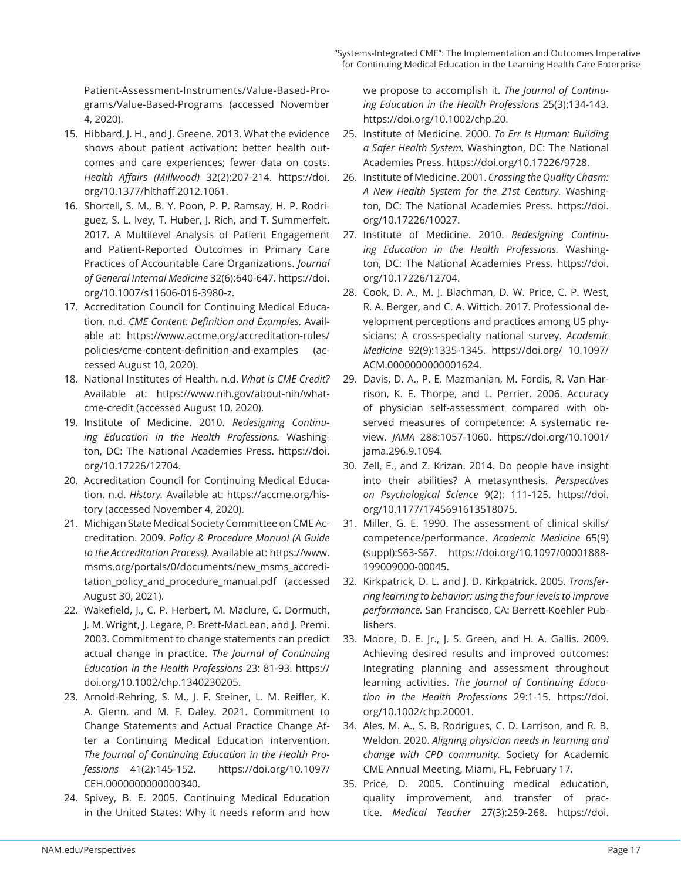Patient-Assessment-Instruments/Value-Based-Programs/Value-Based-Programs (accessed November 4, 2020).

15. Hibbard, J. H., and J. Greene. 2013. What the evidence shows about patient activation: better health outcomes and care experiences; fewer data on costs. *Health Affairs (Millwood)* 32(2):207-214. https://doi.org/10.1377/hlthaff.2012.1061.
16. Shortell, S. M., B. Y. Poon, P. P. Ramsay, H. P. Rodriguez, S. L. Ivey, T. Huber, J. Rich, and T. Summerfelt. 2017. A Multilevel Analysis of Patient Engagement and Patient-Reported Outcomes in Primary Care Practices of Accountable Care Organizations. *Journal of General Internal Medicine* 32(6):640-647. https://doi.org/10.1007/s11606-016-3980-z.
17. Accreditation Council for Continuing Medical Education. n.d. *CME Content: Definition and Examples.* Available at: https://www.accme.org/accreditation-rules/policies/cme-content-definition-and-examples (accessed August 10, 2020).
18. National Institutes of Health. n.d. *What is CME Credit?* Available at: https://www.nih.gov/about-nih/what-cme-credit (accessed August 10, 2020).
19. Institute of Medicine. 2010. *Redesigning Continuing Education in the Health Professions.* Washington, DC: The National Academies Press. https://doi.org/10.17226/12704.
20. Accreditation Council for Continuing Medical Education. n.d. *History.* Available at: https://accme.org/history (accessed November 4, 2020).
21. Michigan State Medical Society Committee on CME Accreditation. 2009. *Policy & Procedure Manual (A Guide to the Accreditation Process).* Available at: https://www.msms.org/portals/0/documents/new_msms_accreditation_policy_and_procedure_manual.pdf (accessed August 30, 2021).
22. Wakefield, J., C. P. Herbert, M. Maclure, C. Dormuth, J. M. Wright, J. Legare, P. Brett-MacLean, and J. Premi. 2003. Commitment to change statements can predict actual change in practice. *The Journal of Continuing Education in the Health Professions* 23: 81-93. https://doi.org/10.1002/chp.1340230205.
23. Arnold-Rehring, S. M., J. F. Steiner, L. M. Reifler, K. A. Glenn, and M. F. Daley. 2021. Commitment to Change Statements and Actual Practice Change After a Continuing Medical Education intervention. *The Journal of Continuing Education in the Health Professions* 41(2):145-152. https://doi.org/10.1097/CEH.0000000000000340.
24. Spivey, B. E. 2005. Continuing Medical Education in the United States: Why it needs reform and how we propose to accomplish it. *The Journal of Continuing Education in the Health Professions* 25(3):134-143. https://doi.org/10.1002/chp.20.
25. Institute of Medicine. 2000. *To Err Is Human: Building a Safer Health System.* Washington, DC: The National Academies Press. https://doi.org/10.17226/9728.
26. Institute of Medicine. 2001. *Crossing the Quality Chasm: A New Health System for the 21st Century.* Washington, DC: The National Academies Press. https://doi.org/10.17226/10027.
27. Institute of Medicine. 2010. *Redesigning Continuing Education in the Health Professions.* Washington, DC: The National Academies Press. https://doi.org/10.17226/12704.
28. Cook, D. A., M. J. Blachman, D. W. Price, C. P. West, R. A. Berger, and C. A. Wittich. 2017. Professional development perceptions and practices among US physicians: A cross-specialty national survey. *Academic Medicine* 92(9):1335-1345. https://doi.org/ 10.1097/ACM.0000000000001624.
29. Davis, D. A., P. E. Mazmanian, M. Fordis, R. Van Harrison, K. E. Thorpe, and L. Perrier. 2006. Accuracy of physician self-assessment compared with observed measures of competence: A systematic review. *JAMA* 288:1057-1060. https://doi.org/10.1001/jama.296.9.1094.
30. Zell, E., and Z. Krizan. 2014. Do people have insight into their abilities? A metasynthesis. *Perspectives on Psychological Science* 9(2): 111-125. https://doi.org/10.1177/1745691613518075.
31. Miller, G. E. 1990. The assessment of clinical skills/competence/performance. *Academic Medicine* 65(9)(suppl):S63-S67. https://doi.org/10.1097/00001888-199009000-00045.
32. Kirkpatrick, D. L. and J. D. Kirkpatrick. 2005. *Transferring learning to behavior: using the four levels to improve performance.* San Francisco, CA: Berrett-Koehler Publishers.
33. Moore, D. E. Jr., J. S. Green, and H. A. Gallis. 2009. Achieving desired results and improved outcomes: Integrating planning and assessment throughout learning activities. *The Journal of Continuing Education in the Health Professions* 29:1-15. https://doi.org/10.1002/chp.20001.
34. Ales, M. A., S. B. Rodrigues, C. D. Larrison, and R. B. Weldon. 2020. *Aligning physician needs in learning and change with CPD community.* Society for Academic CME Annual Meeting, Miami, FL, February 17.
35. Price, D. 2005. Continuing medical education, quality improvement, and transfer of practice. *Medical Teacher* 27(3):259-268. https://doi.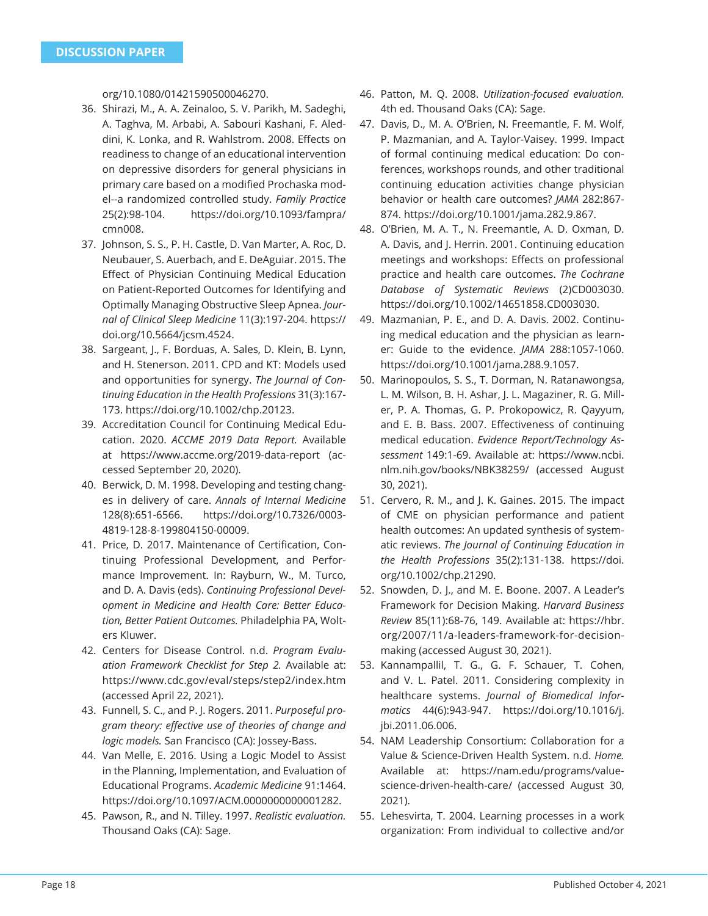org/10.1080/01421590500046270.

36. Shirazi, M., A. A. Zeinaloo, S. V. Parikh, M. Sadeghi, A. Taghva, M. Arbabi, A. Sabouri Kashani, F. Alеddini, K. Lonka, and R. Wahlstrom. 2008. Effects on readiness to change of an educational intervention on depressive disorders for general physicians in primary care based on a modified Prochaska model--a randomized controlled study. *Family Practice* 25(2):98-104. https://doi.org/10.1093/fampra/cmn008.
37. Johnson, S. S., P. H. Castle, D. Van Marter, A. Roc, D. Neubauer, S. Auerbach, and E. DeAguiar. 2015. The Effect of Physician Continuing Medical Education on Patient-Reported Outcomes for Identifying and Optimally Managing Obstructive Sleep Apnea. *Journal of Clinical Sleep Medicine* 11(3):197-204. https://doi.org/10.5664/jcsm.4524.
38. Sargeant, J., F. Borduas, A. Sales, D. Klein, B. Lynn, and H. Stenerson. 2011. CPD and KT: Models used and opportunities for synergy. *The Journal of Continuing Education in the Health Professions* 31(3):167-173. https://doi.org/10.1002/chp.20123.
39. Accreditation Council for Continuing Medical Education. 2020. *ACCME 2019 Data Report.* Available at https://www.accme.org/2019-data-report (accessed September 20, 2020).
40. Berwick, D. M. 1998. Developing and testing changes in delivery of care. *Annals of Internal Medicine* 128(8):651-6566. https://doi.org/10.7326/0003-4819-128-8-199804150-00009.
41. Price, D. 2017. Maintenance of Certification, Continuing Professional Development, and Performance Improvement. In: Rayburn, W., M. Turco, and D. A. Davis (eds). *Continuing Professional Development in Medicine and Health Care: Better Education, Better Patient Outcomes.* Philadelphia PA, Wolters Kluwer.
42. Centers for Disease Control. n.d. *Program Evaluation Framework Checklist for Step 2.* Available at: https://www.cdc.gov/eval/steps/step2/index.htm (accessed April 22, 2021).
43. Funnell, S. C., and P. J. Rogers. 2011. *Purposeful program theory: effective use of theories of change and logic models.* San Francisco (CA): Jossey-Bass.
44. Van Melle, E. 2016. Using a Logic Model to Assist in the Planning, Implementation, and Evaluation of Educational Programs. *Academic Medicine* 91:1464. https://doi.org/10.1097/ACM.0000000000001282.
45. Pawson, R., and N. Tilley. 1997. *Realistic evaluation.* Thousand Oaks (CA): Sage.
46. Patton, M. Q. 2008. *Utilization-focused evaluation.* 4th ed. Thousand Oaks (CA): Sage.
47. Davis, D., M. A. O'Brien, N. Freemantle, F. M. Wolf, P. Mazmanian, and A. Taylor-Vaisey. 1999. Impact of formal continuing medical education: Do conferences, workshops rounds, and other traditional continuing education activities change physician behavior or health care outcomes? *JAMA* 282:867-874. https://doi.org/10.1001/jama.282.9.867.
48. O'Brien, M. A. T., N. Freemantle, A. D. Oxman, D. A. Davis, and J. Herrin. 2001. Continuing education meetings and workshops: Effects on professional practice and health care outcomes. *The Cochrane Database of Systematic Reviews* (2)CD003030. https://doi.org/10.1002/14651858.CD003030.
49. Mazmanian, P. E., and D. A. Davis. 2002. Continuing medical education and the physician as learner: Guide to the evidence. *JAMA* 288:1057-1060. https://doi.org/10.1001/jama.288.9.1057.
50. Marinopoulos, S. S., T. Dorman, N. Ratanawongsa, L. M. Wilson, B. H. Ashar, J. L. Magaziner, R. G. Miller, P. A. Thomas, G. P. Prokopowicz, R. Qayyum, and E. B. Bass. 2007. Effectiveness of continuing medical education. *Evidence Report/Technology Assessment* 149:1-69. Available at: https://www.ncbi.nlm.nih.gov/books/NBK38259/ (accessed August 30, 2021).
51. Cervero, R. M., and J. K. Gaines. 2015. The impact of CME on physician performance and patient health outcomes: An updated synthesis of systematic reviews. *The Journal of Continuing Education in the Health Professions* 35(2):131-138. https://doi.org/10.1002/chp.21290.
52. Snowden, D. J., and M. E. Boone. 2007. A Leader's Framework for Decision Making. *Harvard Business Review* 85(11):68-76, 149. Available at: https://hbr.org/2007/11/a-leaders-framework-for-decision-making (accessed August 30, 2021).
53. Kannampallil, T. G., G. F. Schauer, T. Cohen, and V. L. Patel. 2011. Considering complexity in healthcare systems. *Journal of Biomedical Informatics* 44(6):943-947. https://doi.org/10.1016/j.jbi.2011.06.006.
54. NAM Leadership Consortium: Collaboration for a Value & Science-Driven Health System. n.d. *Home.* Available at: https://nam.edu/programs/value-science-driven-health-care/ (accessed August 30, 2021).
55. Lehesvirta, T. 2004. Learning processes in a work organization: From individual to collective and/or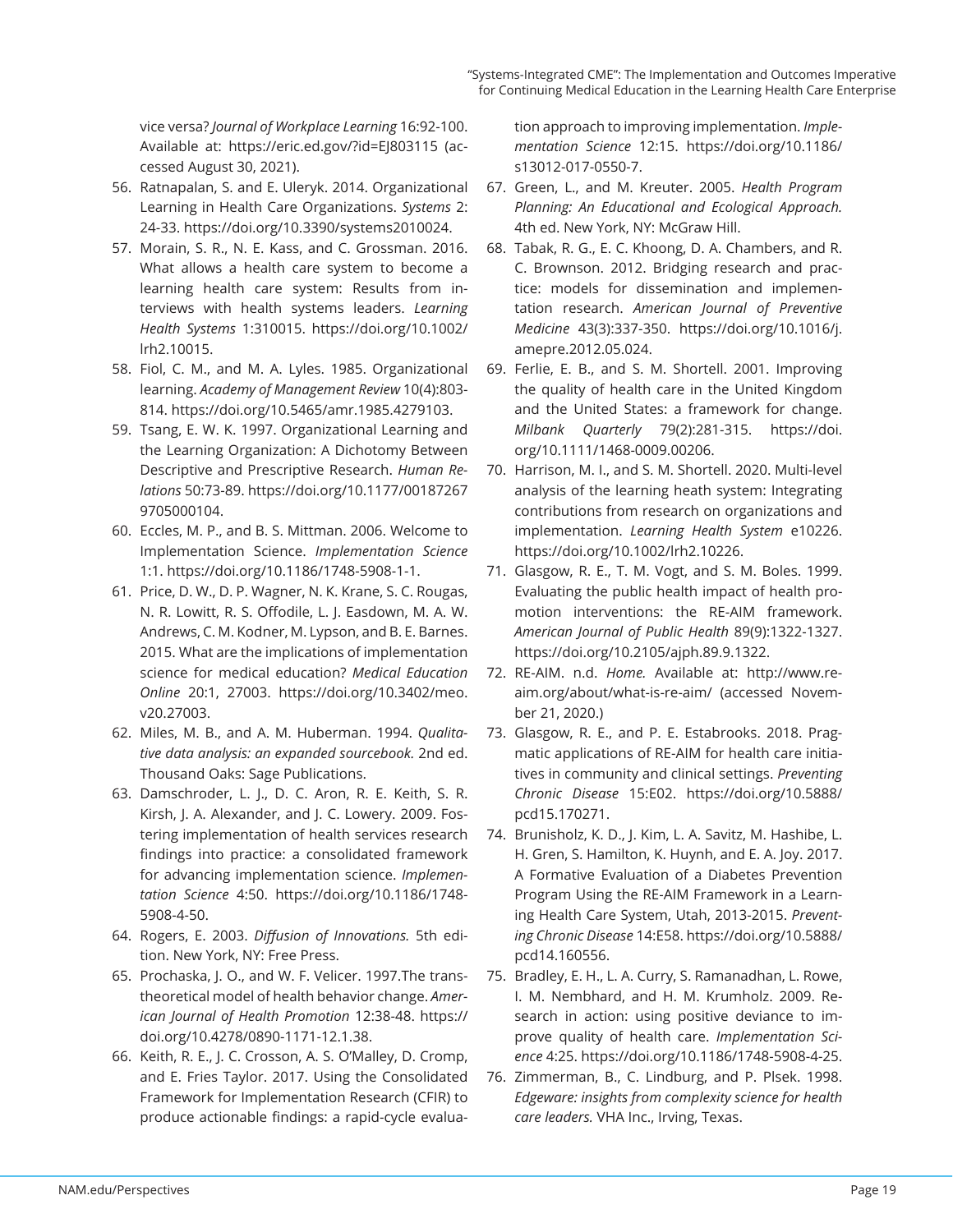vice versa? *Journal of Workplace Learning* 16:92-100. Available at: https://eric.ed.gov/?id=EJ803115 (accessed August 30, 2021).

56. Ratnapalan, S. and E. Uleryk. 2014. Organizational Learning in Health Care Organizations. *Systems* 2: 24-33. https://doi.org/10.3390/systems2010024.
57. Morain, S. R., N. E. Kass, and C. Grossman. 2016. What allows a health care system to become a learning health care system: Results from interviews with health systems leaders. *Learning Health Systems* 1:310015. https://doi.org/10.1002/lrh2.10015.
58. Fiol, C. M., and M. A. Lyles. 1985. Organizational learning. *Academy of Management Review* 10(4):803-814. https://doi.org/10.5465/amr.1985.4279103.
59. Tsang, E. W. K. 1997. Organizational Learning and the Learning Organization: A Dichotomy Between Descriptive and Prescriptive Research. *Human Relations* 50:73-89. https://doi.org/10.1177/001872679705000104.
60. Eccles, M. P., and B. S. Mittman. 2006. Welcome to Implementation Science. *Implementation Science* 1:1. https://doi.org/10.1186/1748-5908-1-1.
61. Price, D. W., D. P. Wagner, N. K. Krane, S. C. Rougas, N. R. Lowitt, R. S. Offodile, L. J. Easdown, M. A. W. Andrews, C. M. Kodner, M. Lypson, and B. E. Barnes. 2015. What are the implications of implementation science for medical education? *Medical Education Online* 20:1, 27003. https://doi.org/10.3402/meo.v20.27003.
62. Miles, M. B., and A. M. Huberman. 1994. *Qualitative data analysis: an expanded sourcebook.* 2nd ed. Thousand Oaks: Sage Publications.
63. Damschroder, L. J., D. C. Aron, R. E. Keith, S. R. Kirsh, J. A. Alexander, and J. C. Lowery. 2009. Fostering implementation of health services research findings into practice: a consolidated framework for advancing implementation science. *Implementation Science* 4:50. https://doi.org/10.1186/1748-5908-4-50.
64. Rogers, E. 2003. *Diffusion of Innovations.* 5th edition. New York, NY: Free Press.
65. Prochaska, J. O., and W. F. Velicer. 1997.The transtheoretical model of health behavior change. *American Journal of Health Promotion* 12:38-48. https://doi.org/10.4278/0890-1171-12.1.38.
66. Keith, R. E., J. C. Crosson, A. S. O'Malley, D. Cromp, and E. Fries Taylor. 2017. Using the Consolidated Framework for Implementation Research (CFIR) to produce actionable findings: a rapid-cycle evaluation approach to improving implementation. *Implementation Science* 12:15. https://doi.org/10.1186/s13012-017-0550-7.
67. Green, L., and M. Kreuter. 2005. *Health Program Planning: An Educational and Ecological Approach.* 4th ed. New York, NY: McGraw Hill.
68. Tabak, R. G., E. C. Khoong, D. A. Chambers, and R. C. Brownson. 2012. Bridging research and practice: models for dissemination and implementation research. *American Journal of Preventive Medicine* 43(3):337-350. https://doi.org/10.1016/j.amepre.2012.05.024.
69. Ferlie, E. B., and S. M. Shortell. 2001. Improving the quality of health care in the United Kingdom and the United States: a framework for change. *Milbank Quarterly* 79(2):281-315. https://doi.org/10.1111/1468-0009.00206.
70. Harrison, M. I., and S. M. Shortell. 2020. Multi-level analysis of the learning heath system: Integrating contributions from research on organizations and implementation. *Learning Health System* e10226. https://doi.org/10.1002/lrh2.10226.
71. Glasgow, R. E., T. M. Vogt, and S. M. Boles. 1999. Evaluating the public health impact of health promotion interventions: the RE-AIM framework. *American Journal of Public Health* 89(9):1322-1327. https://doi.org/10.2105/ajph.89.9.1322.
72. RE-AIM. n.d. *Home.* Available at: http://www.re-aim.org/about/what-is-re-aim/ (accessed November 21, 2020.)
73. Glasgow, R. E., and P. E. Estabrooks. 2018. Pragmatic applications of RE-AIM for health care initiatives in community and clinical settings. *Preventing Chronic Disease* 15:E02. https://doi.org/10.5888/pcd15.170271.
74. Brunisholz, K. D., J. Kim, L. A. Savitz, M. Hashibe, L. H. Gren, S. Hamilton, K. Huynh, and E. A. Joy. 2017. A Formative Evaluation of a Diabetes Prevention Program Using the RE-AIM Framework in a Learning Health Care System, Utah, 2013-2015. *Preventing Chronic Disease* 14:E58. https://doi.org/10.5888/pcd14.160556.
75. Bradley, E. H., L. A. Curry, S. Ramanadhan, L. Rowe, I. M. Nembhard, and H. M. Krumholz. 2009. Research in action: using positive deviance to improve quality of health care. *Implementation Science* 4:25. https://doi.org/10.1186/1748-5908-4-25.
76. Zimmerman, B., C. Lindburg, and P. Plsek. 1998. *Edgeware: insights from complexity science for health care leaders.* VHA Inc., Irving, Texas.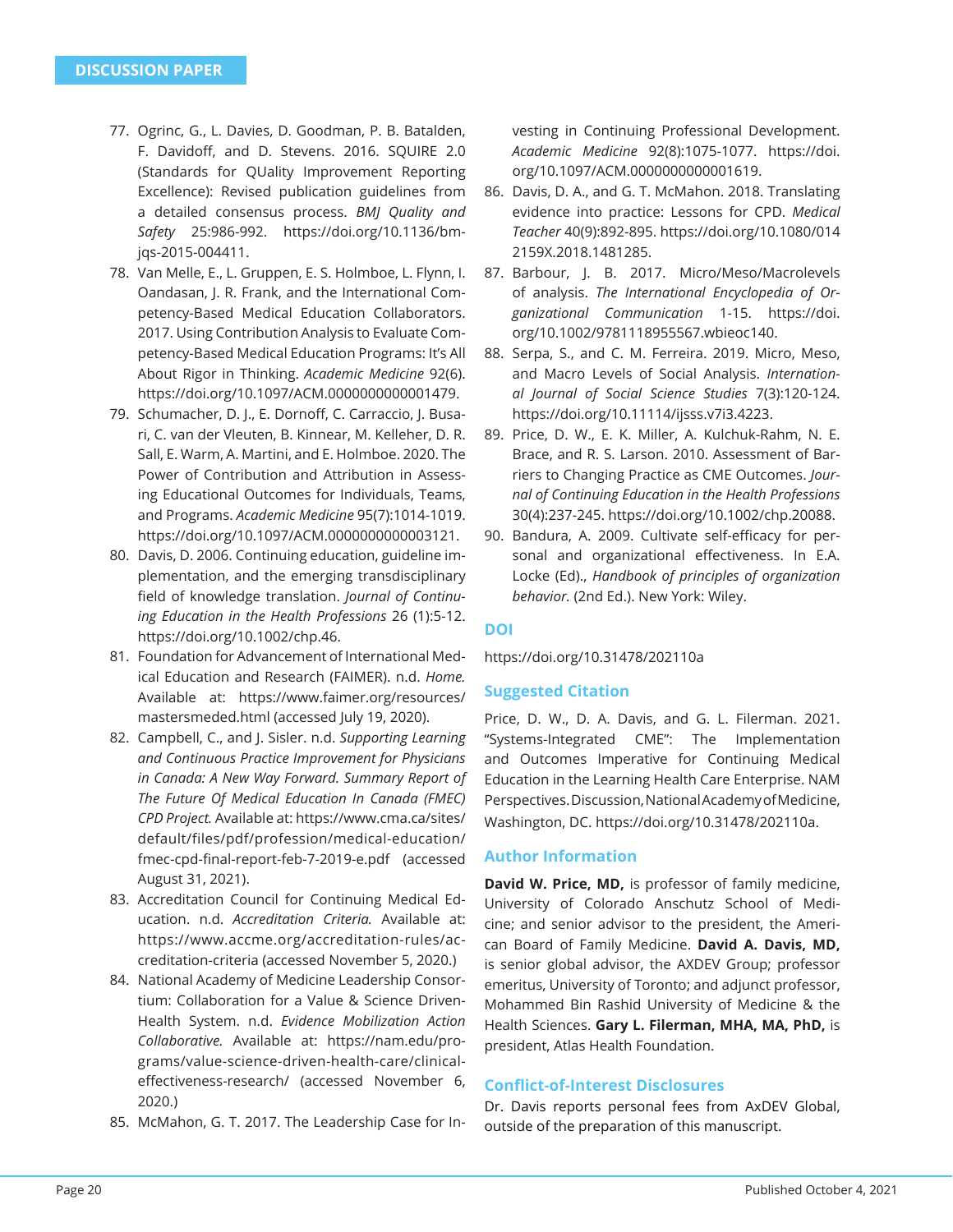77. Ogrinc, G., L. Davies, D. Goodman, P. B. Batalden, F. Davidoff, and D. Stevens. 2016. SQUIRE 2.0 (Standards for QUality Improvement Reporting Excellence): Revised publication guidelines from a detailed consensus process. *BMJ Quality and Safety* 25:986-992. https://doi.org/10.1136/bmjqs-2015-004411.
78. Van Melle, E., L. Gruppen, E. S. Holmboe, L. Flynn, I. Oandasan, J. R. Frank, and the International Competency-Based Medical Education Collaborators. 2017. Using Contribution Analysis to Evaluate Competency-Based Medical Education Programs: It's All About Rigor in Thinking. *Academic Medicine* 92(6). https://doi.org/10.1097/ACM.0000000000001479.
79. Schumacher, D. J., E. Dornoff, C. Carraccio, J. Busari, C. van der Vleuten, B. Kinnear, M. Kelleher, D. R. Sall, E. Warm, A. Martini, and E. Holmboe. 2020. The Power of Contribution and Attribution in Assessing Educational Outcomes for Individuals, Teams, and Programs. *Academic Medicine* 95(7):1014-1019. https://doi.org/10.1097/ACM.0000000000003121.
80. Davis, D. 2006. Continuing education, guideline implementation, and the emerging transdisciplinary field of knowledge translation. *Journal of Continuing Education in the Health Professions* 26 (1):5-12. https://doi.org/10.1002/chp.46.
81. Foundation for Advancement of International Medical Education and Research (FAIMER). n.d. *Home.* Available at: https://www.faimer.org/resources/mastersmeded.html (accessed July 19, 2020).
82. Campbell, C., and J. Sisler. n.d. *Supporting Learning and Continuous Practice Improvement for Physicians in Canada: A New Way Forward. Summary Report of The Future Of Medical Education In Canada (FMEC) CPD Project.* Available at: https://www.cma.ca/sites/default/files/pdf/profession/medical-education/fmec-cpd-final-report-feb-7-2019-e.pdf (accessed August 31, 2021).
83. Accreditation Council for Continuing Medical Education. n.d. *Accreditation Criteria.* Available at: https://www.accme.org/accreditation-rules/accreditation-criteria (accessed November 5, 2020.)
84. National Academy of Medicine Leadership Consortium: Collaboration for a Value & Science Driven-Health System. n.d. *Evidence Mobilization Action Collaborative.* Available at: https://nam.edu/programs/value-science-driven-health-care/clinical-effectiveness-research/ (accessed November 6, 2020.)
85. McMahon, G. T. 2017. The Leadership Case for Investing in Continuing Professional Development. *Academic Medicine* 92(8):1075-1077. https://doi.org/10.1097/ACM.0000000000001619.
86. Davis, D. A., and G. T. McMahon. 2018. Translating evidence into practice: Lessons for CPD. *Medical Teacher* 40(9):892-895. https://doi.org/10.1080/0142159X.2018.1481285.
87. Barbour, J. B. 2017. Micro/Meso/Macrolevels of analysis. *The International Encyclopedia of Organizational Communication* 1-15. https://doi.org/10.1002/9781118955567.wbieoc140.
88. Serpa, S., and C. M. Ferreira. 2019. Micro, Meso, and Macro Levels of Social Analysis. *International Journal of Social Science Studies* 7(3):120-124. https://doi.org/10.11114/ijsss.v7i3.4223.
89. Price, D. W., E. K. Miller, A. Kulchuk-Rahm, N. E. Brace, and R. S. Larson. 2010. Assessment of Barriers to Changing Practice as CME Outcomes. *Journal of Continuing Education in the Health Professions* 30(4):237-245. https://doi.org/10.1002/chp.20088.
90. Bandura, A. 2009. Cultivate self-efficacy for personal and organizational effectiveness. In E.A. Locke (Ed)., *Handbook of principles of organization behavior.* (2nd Ed.). New York: Wiley.

## DOI

https://doi.org/10.31478/202110a

## Suggested Citation

Price, D. W., D. A. Davis, and G. L. Filerman. 2021. "Systems-Integrated CME": The Implementation and Outcomes Imperative for Continuing Medical Education in the Learning Health Care Enterprise. NAM Perspectives. Discussion, National Academy of Medicine, Washington, DC. https://doi.org/10.31478/202110a.

## Author Information

**David W. Price, MD,** is professor of family medicine, University of Colorado Anschutz School of Medicine; and senior advisor to the president, the American Board of Family Medicine. **David A. Davis, MD,** is senior global advisor, the AXDEV Group; professor emeritus, University of Toronto; and adjunct professor, Mohammed Bin Rashid University of Medicine & the Health Sciences. **Gary L. Filerman, MHA, MA, PhD,** is president, Atlas Health Foundation.

## Conflict-of-Interest Disclosures

Dr. Davis reports personal fees from AxDEV Global, outside of the preparation of this manuscript.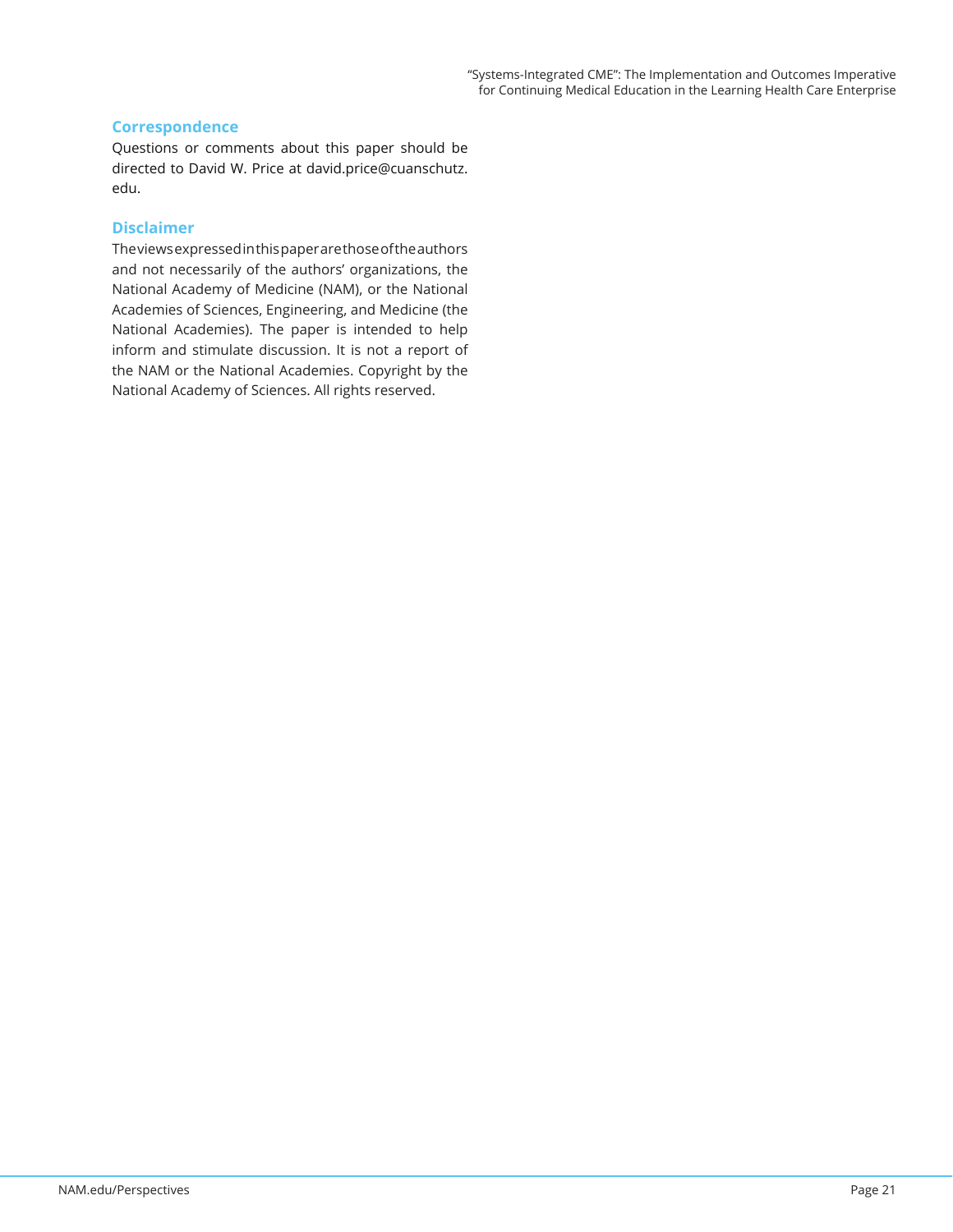## Correspondence

Questions or comments about this paper should be directed to David W. Price at david.price@cuanschutz.edu.

## Disclaimer

The views expressed in this paper are those of the authors and not necessarily of the authors' organizations, the National Academy of Medicine (NAM), or the National Academies of Sciences, Engineering, and Medicine (the National Academies). The paper is intended to help inform and stimulate discussion. It is not a report of the NAM or the National Academies. Copyright by the National Academy of Sciences. All rights reserved.